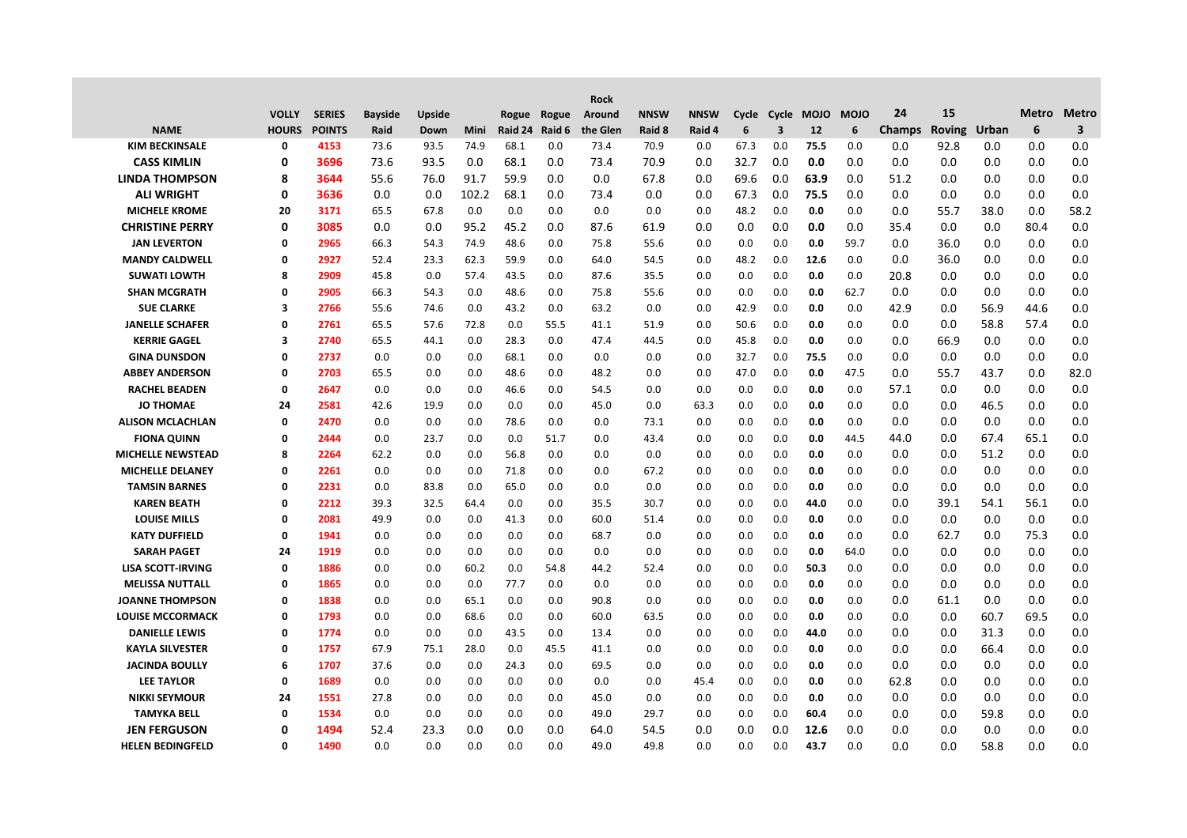| NAME | VOLLY HOURS | SERIES POINTS | Bayside Raid | Upside Down | Mini | Rogue Raid 24 | Rogue Raid 6 | Rock Around the Glen | NNSW Raid 8 | NNSW Raid 4 | Cycle 6 | Cycle 3 | MOJO 12 | MOJO 6 | 24 Champs | 15 Roving | Urban | Metro 6 | Metro 3 |
|---|---|---|---|---|---|---|---|---|---|---|---|---|---|---|---|---|---|---|---|
| KIM BECKINSALE | 0 | 4153 | 73.6 | 93.5 | 74.9 | 68.1 | 0.0 | 73.4 | 70.9 | 0.0 | 67.3 | 0.0 | 75.5 | 0.0 | 0.0 | 92.8 | 0.0 | 0.0 | 0.0 |
| CASS KIMLIN | 0 | 3696 | 73.6 | 93.5 | 0.0 | 68.1 | 0.0 | 73.4 | 70.9 | 0.0 | 32.7 | 0.0 | 0.0 | 0.0 | 0.0 | 0.0 | 0.0 | 0.0 | 0.0 |
| LINDA THOMPSON | 8 | 3644 | 55.6 | 76.0 | 91.7 | 59.9 | 0.0 | 0.0 | 67.8 | 0.0 | 69.6 | 0.0 | 63.9 | 0.0 | 51.2 | 0.0 | 0.0 | 0.0 | 0.0 |
| ALI WRIGHT | 0 | 3636 | 0.0 | 0.0 | 102.2 | 68.1 | 0.0 | 73.4 | 0.0 | 0.0 | 67.3 | 0.0 | 75.5 | 0.0 | 0.0 | 0.0 | 0.0 | 0.0 | 0.0 |
| MICHELE KROME | 20 | 3171 | 65.5 | 67.8 | 0.0 | 0.0 | 0.0 | 0.0 | 0.0 | 0.0 | 48.2 | 0.0 | 0.0 | 0.0 | 0.0 | 55.7 | 38.0 | 0.0 | 58.2 |
| CHRISTINE PERRY | 0 | 3085 | 0.0 | 0.0 | 95.2 | 45.2 | 0.0 | 87.6 | 61.9 | 0.0 | 0.0 | 0.0 | 0.0 | 0.0 | 35.4 | 0.0 | 0.0 | 80.4 | 0.0 |
| JAN LEVERTON | 0 | 2965 | 66.3 | 54.3 | 74.9 | 48.6 | 0.0 | 75.8 | 55.6 | 0.0 | 0.0 | 0.0 | 0.0 | 59.7 | 0.0 | 36.0 | 0.0 | 0.0 | 0.0 |
| MANDY CALDWELL | 0 | 2927 | 52.4 | 23.3 | 62.3 | 59.9 | 0.0 | 64.0 | 54.5 | 0.0 | 48.2 | 0.0 | 12.6 | 0.0 | 0.0 | 36.0 | 0.0 | 0.0 | 0.0 |
| SUWATI LOWTH | 8 | 2909 | 45.8 | 0.0 | 57.4 | 43.5 | 0.0 | 87.6 | 35.5 | 0.0 | 0.0 | 0.0 | 0.0 | 0.0 | 20.8 | 0.0 | 0.0 | 0.0 | 0.0 |
| SHAN MCGRATH | 0 | 2905 | 66.3 | 54.3 | 74.9 | 48.6 | 0.0 | 75.8 | 55.6 | 0.0 | 0.0 | 0.0 | 0.0 | 62.7 | 0.0 | 0.0 | 0.0 | 0.0 | 0.0 |
| SUE CLARKE | 3 | 2766 | 55.6 | 74.6 | 0.0 | 43.2 | 0.0 | 63.2 | 0.0 | 0.0 | 42.9 | 0.0 | 0.0 | 0.0 | 42.9 | 0.0 | 56.9 | 44.6 | 0.0 |
| JANELLE SCHAFER | 0 | 2761 | 65.5 | 57.6 | 72.8 | 0.0 | 55.5 | 41.1 | 51.9 | 0.0 | 50.6 | 0.0 | 0.0 | 0.0 | 0.0 | 0.0 | 58.8 | 57.4 | 0.0 |
| KERRIE GAGEL | 3 | 2740 | 65.5 | 44.1 | 0.0 | 28.3 | 0.0 | 47.4 | 44.5 | 0.0 | 45.8 | 0.0 | 0.0 | 0.0 | 0.0 | 66.9 | 0.0 | 0.0 | 0.0 |
| GINA DUNSDON | 0 | 2737 | 0.0 | 0.0 | 0.0 | 68.1 | 0.0 | 0.0 | 0.0 | 0.0 | 32.7 | 0.0 | 75.5 | 0.0 | 0.0 | 0.0 | 0.0 | 0.0 | 0.0 |
| ABBEY ANDERSON | 0 | 2703 | 65.5 | 0.0 | 0.0 | 48.6 | 0.0 | 48.2 | 0.0 | 0.0 | 47.0 | 0.0 | 0.0 | 47.5 | 0.0 | 55.7 | 43.7 | 0.0 | 82.0 |
| RACHEL BEADEN | 0 | 2647 | 0.0 | 0.0 | 0.0 | 46.6 | 0.0 | 54.5 | 0.0 | 0.0 | 0.0 | 0.0 | 0.0 | 0.0 | 57.1 | 0.0 | 0.0 | 0.0 | 0.0 |
| JO THOMAE | 24 | 2581 | 42.6 | 19.9 | 0.0 | 0.0 | 0.0 | 45.0 | 0.0 | 63.3 | 0.0 | 0.0 | 0.0 | 0.0 | 0.0 | 0.0 | 46.5 | 0.0 | 0.0 |
| ALISON MCLACHLAN | 0 | 2470 | 0.0 | 0.0 | 0.0 | 78.6 | 0.0 | 0.0 | 73.1 | 0.0 | 0.0 | 0.0 | 0.0 | 0.0 | 0.0 | 0.0 | 0.0 | 0.0 | 0.0 |
| FIONA QUINN | 0 | 2444 | 0.0 | 23.7 | 0.0 | 0.0 | 51.7 | 0.0 | 43.4 | 0.0 | 0.0 | 0.0 | 0.0 | 44.5 | 44.0 | 0.0 | 67.4 | 65.1 | 0.0 |
| MICHELLE NEWSTEAD | 8 | 2264 | 62.2 | 0.0 | 0.0 | 56.8 | 0.0 | 0.0 | 0.0 | 0.0 | 0.0 | 0.0 | 0.0 | 0.0 | 0.0 | 0.0 | 51.2 | 0.0 | 0.0 |
| MICHELLE DELANEY | 0 | 2261 | 0.0 | 0.0 | 0.0 | 71.8 | 0.0 | 0.0 | 67.2 | 0.0 | 0.0 | 0.0 | 0.0 | 0.0 | 0.0 | 0.0 | 0.0 | 0.0 | 0.0 |
| TAMSIN BARNES | 0 | 2231 | 0.0 | 83.8 | 0.0 | 65.0 | 0.0 | 0.0 | 0.0 | 0.0 | 0.0 | 0.0 | 0.0 | 0.0 | 0.0 | 0.0 | 0.0 | 0.0 | 0.0 |
| KAREN BEATH | 0 | 2212 | 39.3 | 32.5 | 64.4 | 0.0 | 0.0 | 35.5 | 30.7 | 0.0 | 0.0 | 0.0 | 44.0 | 0.0 | 0.0 | 39.1 | 54.1 | 56.1 | 0.0 |
| LOUISE MILLS | 0 | 2081 | 49.9 | 0.0 | 0.0 | 41.3 | 0.0 | 60.0 | 51.4 | 0.0 | 0.0 | 0.0 | 0.0 | 0.0 | 0.0 | 0.0 | 0.0 | 0.0 | 0.0 |
| KATY DUFFIELD | 0 | 1941 | 0.0 | 0.0 | 0.0 | 0.0 | 0.0 | 68.7 | 0.0 | 0.0 | 0.0 | 0.0 | 0.0 | 0.0 | 0.0 | 62.7 | 0.0 | 75.3 | 0.0 |
| SARAH PAGET | 24 | 1919 | 0.0 | 0.0 | 0.0 | 0.0 | 0.0 | 0.0 | 0.0 | 0.0 | 0.0 | 0.0 | 0.0 | 64.0 | 0.0 | 0.0 | 0.0 | 0.0 | 0.0 |
| LISA SCOTT-IRVING | 0 | 1886 | 0.0 | 0.0 | 60.2 | 0.0 | 54.8 | 44.2 | 52.4 | 0.0 | 0.0 | 0.0 | 50.3 | 0.0 | 0.0 | 0.0 | 0.0 | 0.0 | 0.0 |
| MELISSA NUTTALL | 0 | 1865 | 0.0 | 0.0 | 0.0 | 77.7 | 0.0 | 0.0 | 0.0 | 0.0 | 0.0 | 0.0 | 0.0 | 0.0 | 0.0 | 0.0 | 0.0 | 0.0 | 0.0 |
| JOANNE THOMPSON | 0 | 1838 | 0.0 | 0.0 | 65.1 | 0.0 | 0.0 | 90.8 | 0.0 | 0.0 | 0.0 | 0.0 | 0.0 | 0.0 | 0.0 | 61.1 | 0.0 | 0.0 | 0.0 |
| LOUISE MCCORMACK | 0 | 1793 | 0.0 | 0.0 | 68.6 | 0.0 | 0.0 | 60.0 | 63.5 | 0.0 | 0.0 | 0.0 | 0.0 | 0.0 | 0.0 | 0.0 | 60.7 | 69.5 | 0.0 |
| DANIELLE LEWIS | 0 | 1774 | 0.0 | 0.0 | 0.0 | 43.5 | 0.0 | 13.4 | 0.0 | 0.0 | 0.0 | 0.0 | 44.0 | 0.0 | 0.0 | 0.0 | 31.3 | 0.0 | 0.0 |
| KAYLA SILVESTER | 0 | 1757 | 67.9 | 75.1 | 28.0 | 0.0 | 45.5 | 41.1 | 0.0 | 0.0 | 0.0 | 0.0 | 0.0 | 0.0 | 0.0 | 0.0 | 66.4 | 0.0 | 0.0 |
| JACINDA BOULLY | 6 | 1707 | 37.6 | 0.0 | 0.0 | 24.3 | 0.0 | 69.5 | 0.0 | 0.0 | 0.0 | 0.0 | 0.0 | 0.0 | 0.0 | 0.0 | 0.0 | 0.0 | 0.0 |
| LEE TAYLOR | 0 | 1689 | 0.0 | 0.0 | 0.0 | 0.0 | 0.0 | 0.0 | 0.0 | 45.4 | 0.0 | 0.0 | 0.0 | 0.0 | 62.8 | 0.0 | 0.0 | 0.0 | 0.0 |
| NIKKI SEYMOUR | 24 | 1551 | 27.8 | 0.0 | 0.0 | 0.0 | 0.0 | 45.0 | 0.0 | 0.0 | 0.0 | 0.0 | 0.0 | 0.0 | 0.0 | 0.0 | 0.0 | 0.0 | 0.0 |
| TAMYKA BELL | 0 | 1534 | 0.0 | 0.0 | 0.0 | 0.0 | 0.0 | 49.0 | 29.7 | 0.0 | 0.0 | 0.0 | 60.4 | 0.0 | 0.0 | 0.0 | 59.8 | 0.0 | 0.0 |
| JEN FERGUSON | 0 | 1494 | 52.4 | 23.3 | 0.0 | 0.0 | 0.0 | 64.0 | 54.5 | 0.0 | 0.0 | 0.0 | 12.6 | 0.0 | 0.0 | 0.0 | 0.0 | 0.0 | 0.0 |
| HELEN BEDINGFELD | 0 | 1490 | 0.0 | 0.0 | 0.0 | 0.0 | 0.0 | 49.0 | 49.8 | 0.0 | 0.0 | 0.0 | 43.7 | 0.0 | 0.0 | 0.0 | 58.8 | 0.0 | 0.0 |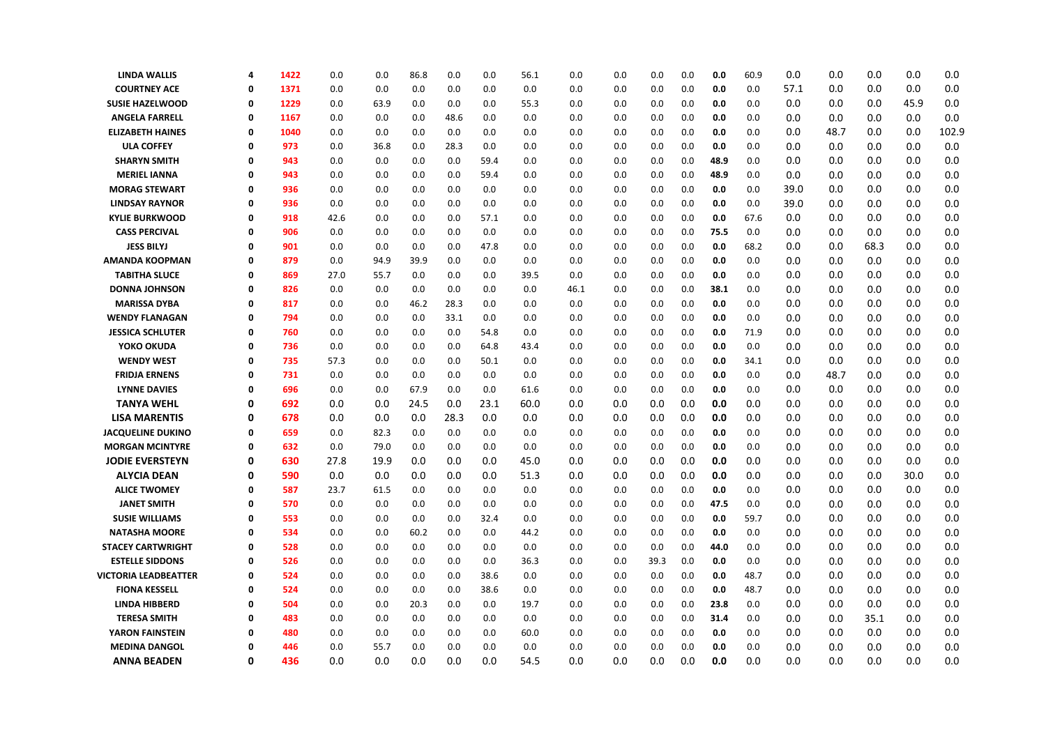| | | | | | | | | | | | | | | | | | | | | |
|---|---|---|---|---|---|---|---|---|---|---|---|---|---|---|---|---|---|---|---|---|
| LINDA WALLIS | 4 | 1422 | 0.0 | 0.0 | 86.8 | 0.0 | 0.0 | 56.1 | 0.0 | 0.0 | 0.0 | 0.0 | 0.0 | 60.9 | 0.0 | 0.0 | 0.0 | 0.0 | 0.0 |
| COURTNEY ACE | 0 | 1371 | 0.0 | 0.0 | 0.0 | 0.0 | 0.0 | 0.0 | 0.0 | 0.0 | 0.0 | 0.0 | 0.0 | 0.0 | 57.1 | 0.0 | 0.0 | 0.0 | 0.0 |
| SUSIE HAZELWOOD | 0 | 1229 | 0.0 | 63.9 | 0.0 | 0.0 | 0.0 | 55.3 | 0.0 | 0.0 | 0.0 | 0.0 | 0.0 | 0.0 | 0.0 | 0.0 | 0.0 | 45.9 | 0.0 |
| ANGELA FARRELL | 0 | 1167 | 0.0 | 0.0 | 0.0 | 48.6 | 0.0 | 0.0 | 0.0 | 0.0 | 0.0 | 0.0 | 0.0 | 0.0 | 0.0 | 0.0 | 0.0 | 0.0 | 0.0 |
| ELIZABETH HAINES | 0 | 1040 | 0.0 | 0.0 | 0.0 | 0.0 | 0.0 | 0.0 | 0.0 | 0.0 | 0.0 | 0.0 | 0.0 | 0.0 | 0.0 | 48.7 | 0.0 | 0.0 | 102.9 |
| ULA COFFEY | 0 | 973 | 0.0 | 36.8 | 0.0 | 28.3 | 0.0 | 0.0 | 0.0 | 0.0 | 0.0 | 0.0 | 0.0 | 0.0 | 0.0 | 0.0 | 0.0 | 0.0 | 0.0 |
| SHARYN SMITH | 0 | 943 | 0.0 | 0.0 | 0.0 | 0.0 | 59.4 | 0.0 | 0.0 | 0.0 | 0.0 | 0.0 | 48.9 | 0.0 | 0.0 | 0.0 | 0.0 | 0.0 | 0.0 |
| MERIEL IANNA | 0 | 943 | 0.0 | 0.0 | 0.0 | 0.0 | 59.4 | 0.0 | 0.0 | 0.0 | 0.0 | 0.0 | 48.9 | 0.0 | 0.0 | 0.0 | 0.0 | 0.0 | 0.0 |
| MORAG STEWART | 0 | 936 | 0.0 | 0.0 | 0.0 | 0.0 | 0.0 | 0.0 | 0.0 | 0.0 | 0.0 | 0.0 | 0.0 | 0.0 | 39.0 | 0.0 | 0.0 | 0.0 | 0.0 |
| LINDSAY RAYNOR | 0 | 936 | 0.0 | 0.0 | 0.0 | 0.0 | 0.0 | 0.0 | 0.0 | 0.0 | 0.0 | 0.0 | 0.0 | 0.0 | 39.0 | 0.0 | 0.0 | 0.0 | 0.0 |
| KYLIE BURKWOOD | 0 | 918 | 42.6 | 0.0 | 0.0 | 0.0 | 57.1 | 0.0 | 0.0 | 0.0 | 0.0 | 0.0 | 0.0 | 67.6 | 0.0 | 0.0 | 0.0 | 0.0 | 0.0 |
| CASS PERCIVAL | 0 | 906 | 0.0 | 0.0 | 0.0 | 0.0 | 0.0 | 0.0 | 0.0 | 0.0 | 0.0 | 0.0 | 75.5 | 0.0 | 0.0 | 0.0 | 0.0 | 0.0 | 0.0 |
| JESS BILYJ | 0 | 901 | 0.0 | 0.0 | 0.0 | 0.0 | 47.8 | 0.0 | 0.0 | 0.0 | 0.0 | 0.0 | 0.0 | 68.2 | 0.0 | 0.0 | 68.3 | 0.0 | 0.0 |
| AMANDA KOOPMAN | 0 | 879 | 0.0 | 94.9 | 39.9 | 0.0 | 0.0 | 0.0 | 0.0 | 0.0 | 0.0 | 0.0 | 0.0 | 0.0 | 0.0 | 0.0 | 0.0 | 0.0 | 0.0 |
| TABITHA SLUCE | 0 | 869 | 27.0 | 55.7 | 0.0 | 0.0 | 0.0 | 39.5 | 0.0 | 0.0 | 0.0 | 0.0 | 0.0 | 0.0 | 0.0 | 0.0 | 0.0 | 0.0 | 0.0 |
| DONNA JOHNSON | 0 | 826 | 0.0 | 0.0 | 0.0 | 0.0 | 0.0 | 0.0 | 46.1 | 0.0 | 0.0 | 0.0 | 38.1 | 0.0 | 0.0 | 0.0 | 0.0 | 0.0 | 0.0 |
| MARISSA DYBA | 0 | 817 | 0.0 | 0.0 | 46.2 | 28.3 | 0.0 | 0.0 | 0.0 | 0.0 | 0.0 | 0.0 | 0.0 | 0.0 | 0.0 | 0.0 | 0.0 | 0.0 | 0.0 |
| WENDY FLANAGAN | 0 | 794 | 0.0 | 0.0 | 0.0 | 33.1 | 0.0 | 0.0 | 0.0 | 0.0 | 0.0 | 0.0 | 0.0 | 0.0 | 0.0 | 0.0 | 0.0 | 0.0 | 0.0 |
| JESSICA SCHLUTER | 0 | 760 | 0.0 | 0.0 | 0.0 | 0.0 | 54.8 | 0.0 | 0.0 | 0.0 | 0.0 | 0.0 | 0.0 | 71.9 | 0.0 | 0.0 | 0.0 | 0.0 | 0.0 |
| YOKO OKUDA | 0 | 736 | 0.0 | 0.0 | 0.0 | 0.0 | 64.8 | 43.4 | 0.0 | 0.0 | 0.0 | 0.0 | 0.0 | 0.0 | 0.0 | 0.0 | 0.0 | 0.0 | 0.0 |
| WENDY WEST | 0 | 735 | 57.3 | 0.0 | 0.0 | 0.0 | 50.1 | 0.0 | 0.0 | 0.0 | 0.0 | 0.0 | 0.0 | 34.1 | 0.0 | 0.0 | 0.0 | 0.0 | 0.0 |
| FRIDJA ERNENS | 0 | 731 | 0.0 | 0.0 | 0.0 | 0.0 | 0.0 | 0.0 | 0.0 | 0.0 | 0.0 | 0.0 | 0.0 | 0.0 | 0.0 | 48.7 | 0.0 | 0.0 | 0.0 |
| LYNNE DAVIES | 0 | 696 | 0.0 | 0.0 | 67.9 | 0.0 | 0.0 | 61.6 | 0.0 | 0.0 | 0.0 | 0.0 | 0.0 | 0.0 | 0.0 | 0.0 | 0.0 | 0.0 | 0.0 |
| TANYA WEHL | 0 | 692 | 0.0 | 0.0 | 24.5 | 0.0 | 23.1 | 60.0 | 0.0 | 0.0 | 0.0 | 0.0 | 0.0 | 0.0 | 0.0 | 0.0 | 0.0 | 0.0 | 0.0 |
| LISA MARENTIS | 0 | 678 | 0.0 | 0.0 | 0.0 | 28.3 | 0.0 | 0.0 | 0.0 | 0.0 | 0.0 | 0.0 | 0.0 | 0.0 | 0.0 | 0.0 | 0.0 | 0.0 | 0.0 |
| JACQUELINE DUKINO | 0 | 659 | 0.0 | 82.3 | 0.0 | 0.0 | 0.0 | 0.0 | 0.0 | 0.0 | 0.0 | 0.0 | 0.0 | 0.0 | 0.0 | 0.0 | 0.0 | 0.0 | 0.0 |
| MORGAN MCINTYRE | 0 | 632 | 0.0 | 79.0 | 0.0 | 0.0 | 0.0 | 0.0 | 0.0 | 0.0 | 0.0 | 0.0 | 0.0 | 0.0 | 0.0 | 0.0 | 0.0 | 0.0 | 0.0 |
| JODIE EVERSTEYN | 0 | 630 | 27.8 | 19.9 | 0.0 | 0.0 | 0.0 | 45.0 | 0.0 | 0.0 | 0.0 | 0.0 | 0.0 | 0.0 | 0.0 | 0.0 | 0.0 | 0.0 | 0.0 |
| ALYCIA DEAN | 0 | 590 | 0.0 | 0.0 | 0.0 | 0.0 | 0.0 | 51.3 | 0.0 | 0.0 | 0.0 | 0.0 | 0.0 | 0.0 | 0.0 | 0.0 | 0.0 | 30.0 | 0.0 |
| ALICE TWOMEY | 0 | 587 | 23.7 | 61.5 | 0.0 | 0.0 | 0.0 | 0.0 | 0.0 | 0.0 | 0.0 | 0.0 | 0.0 | 0.0 | 0.0 | 0.0 | 0.0 | 0.0 | 0.0 |
| JANET SMITH | 0 | 570 | 0.0 | 0.0 | 0.0 | 0.0 | 0.0 | 0.0 | 0.0 | 0.0 | 0.0 | 0.0 | 47.5 | 0.0 | 0.0 | 0.0 | 0.0 | 0.0 | 0.0 |
| SUSIE WILLIAMS | 0 | 553 | 0.0 | 0.0 | 0.0 | 0.0 | 32.4 | 0.0 | 0.0 | 0.0 | 0.0 | 0.0 | 0.0 | 59.7 | 0.0 | 0.0 | 0.0 | 0.0 | 0.0 |
| NATASHA MOORE | 0 | 534 | 0.0 | 0.0 | 60.2 | 0.0 | 0.0 | 44.2 | 0.0 | 0.0 | 0.0 | 0.0 | 0.0 | 0.0 | 0.0 | 0.0 | 0.0 | 0.0 | 0.0 |
| STACEY CARTWRIGHT | 0 | 528 | 0.0 | 0.0 | 0.0 | 0.0 | 0.0 | 0.0 | 0.0 | 0.0 | 0.0 | 0.0 | 44.0 | 0.0 | 0.0 | 0.0 | 0.0 | 0.0 | 0.0 |
| ESTELLE SIDDONS | 0 | 526 | 0.0 | 0.0 | 0.0 | 0.0 | 0.0 | 36.3 | 0.0 | 0.0 | 39.3 | 0.0 | 0.0 | 0.0 | 0.0 | 0.0 | 0.0 | 0.0 | 0.0 |
| VICTORIA LEADBEATTER | 0 | 524 | 0.0 | 0.0 | 0.0 | 0.0 | 38.6 | 0.0 | 0.0 | 0.0 | 0.0 | 0.0 | 0.0 | 48.7 | 0.0 | 0.0 | 0.0 | 0.0 | 0.0 |
| FIONA KESSELL | 0 | 524 | 0.0 | 0.0 | 0.0 | 0.0 | 38.6 | 0.0 | 0.0 | 0.0 | 0.0 | 0.0 | 0.0 | 48.7 | 0.0 | 0.0 | 0.0 | 0.0 | 0.0 |
| LINDA HIBBERD | 0 | 504 | 0.0 | 0.0 | 20.3 | 0.0 | 0.0 | 19.7 | 0.0 | 0.0 | 0.0 | 0.0 | 23.8 | 0.0 | 0.0 | 0.0 | 0.0 | 0.0 | 0.0 |
| TERESA SMITH | 0 | 483 | 0.0 | 0.0 | 0.0 | 0.0 | 0.0 | 0.0 | 0.0 | 0.0 | 0.0 | 0.0 | 31.4 | 0.0 | 0.0 | 0.0 | 35.1 | 0.0 | 0.0 |
| YARON FAINSTEIN | 0 | 480 | 0.0 | 0.0 | 0.0 | 0.0 | 0.0 | 60.0 | 0.0 | 0.0 | 0.0 | 0.0 | 0.0 | 0.0 | 0.0 | 0.0 | 0.0 | 0.0 | 0.0 |
| MEDINA DANGOL | 0 | 446 | 0.0 | 55.7 | 0.0 | 0.0 | 0.0 | 0.0 | 0.0 | 0.0 | 0.0 | 0.0 | 0.0 | 0.0 | 0.0 | 0.0 | 0.0 | 0.0 | 0.0 |
| ANNA BEADEN | 0 | 436 | 0.0 | 0.0 | 0.0 | 0.0 | 0.0 | 54.5 | 0.0 | 0.0 | 0.0 | 0.0 | 0.0 | 0.0 | 0.0 | 0.0 | 0.0 | 0.0 | 0.0 |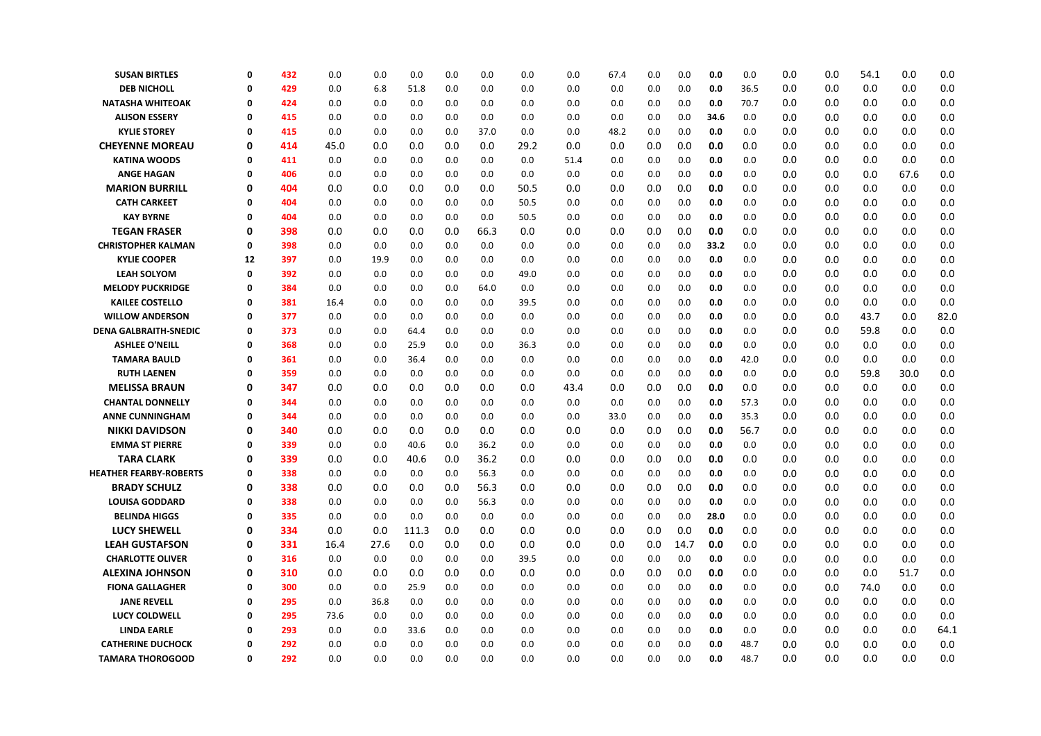| | | | | | | | | | | | | | | | | | | | | |
|---|---|---|---|---|---|---|---|---|---|---|---|---|---|---|---|---|---|---|---|---|
| **SUSAN BIRTLES** | **0** | **432** | 0.0 | 0.0 | 0.0 | 0.0 | 0.0 | 0.0 | 0.0 | 67.4 | 0.0 | 0.0 | **0.0** | 0.0 | 0.0 | 0.0 | 54.1 | 0.0 | 0.0 |
| **DEB NICHOLL** | **0** | **429** | 0.0 | 6.8 | 51.8 | 0.0 | 0.0 | 0.0 | 0.0 | 0.0 | 0.0 | 0.0 | **0.0** | 36.5 | 0.0 | 0.0 | 0.0 | 0.0 | 0.0 |
| **NATASHA WHITEOAK** | **0** | **424** | 0.0 | 0.0 | 0.0 | 0.0 | 0.0 | 0.0 | 0.0 | 0.0 | 0.0 | 0.0 | **0.0** | 70.7 | 0.0 | 0.0 | 0.0 | 0.0 | 0.0 |
| **ALISON ESSERY** | **0** | **415** | 0.0 | 0.0 | 0.0 | 0.0 | 0.0 | 0.0 | 0.0 | 0.0 | 0.0 | 0.0 | **34.6** | 0.0 | 0.0 | 0.0 | 0.0 | 0.0 | 0.0 |
| **KYLIE STOREY** | **0** | **415** | 0.0 | 0.0 | 0.0 | 0.0 | 37.0 | 0.0 | 0.0 | 48.2 | 0.0 | 0.0 | **0.0** | 0.0 | 0.0 | 0.0 | 0.0 | 0.0 | 0.0 |
| **CHEYENNE MOREAU** | **0** | **414** | 45.0 | 0.0 | 0.0 | 0.0 | 0.0 | 29.2 | 0.0 | 0.0 | 0.0 | 0.0 | **0.0** | 0.0 | 0.0 | 0.0 | 0.0 | 0.0 | 0.0 |
| **KATINA WOODS** | **0** | **411** | 0.0 | 0.0 | 0.0 | 0.0 | 0.0 | 0.0 | 51.4 | 0.0 | 0.0 | 0.0 | **0.0** | 0.0 | 0.0 | 0.0 | 0.0 | 0.0 | 0.0 |
| **ANGE HAGAN** | **0** | **406** | 0.0 | 0.0 | 0.0 | 0.0 | 0.0 | 0.0 | 0.0 | 0.0 | 0.0 | 0.0 | **0.0** | 0.0 | 0.0 | 0.0 | 0.0 | 67.6 | 0.0 |
| **MARION BURRILL** | **0** | **404** | 0.0 | 0.0 | 0.0 | 0.0 | 0.0 | 50.5 | 0.0 | 0.0 | 0.0 | 0.0 | **0.0** | 0.0 | 0.0 | 0.0 | 0.0 | 0.0 | 0.0 |
| **CATH CARKEET** | **0** | **404** | 0.0 | 0.0 | 0.0 | 0.0 | 0.0 | 50.5 | 0.0 | 0.0 | 0.0 | 0.0 | **0.0** | 0.0 | 0.0 | 0.0 | 0.0 | 0.0 | 0.0 |
| **KAY BYRNE** | **0** | **404** | 0.0 | 0.0 | 0.0 | 0.0 | 0.0 | 50.5 | 0.0 | 0.0 | 0.0 | 0.0 | **0.0** | 0.0 | 0.0 | 0.0 | 0.0 | 0.0 | 0.0 |
| **TEGAN FRASER** | **0** | **398** | 0.0 | 0.0 | 0.0 | 0.0 | 66.3 | 0.0 | 0.0 | 0.0 | 0.0 | 0.0 | **0.0** | 0.0 | 0.0 | 0.0 | 0.0 | 0.0 | 0.0 |
| **CHRISTOPHER KALMAN** | **0** | **398** | 0.0 | 0.0 | 0.0 | 0.0 | 0.0 | 0.0 | 0.0 | 0.0 | 0.0 | 0.0 | **33.2** | 0.0 | 0.0 | 0.0 | 0.0 | 0.0 | 0.0 |
| **KYLIE COOPER** | **12** | **397** | 0.0 | 19.9 | 0.0 | 0.0 | 0.0 | 0.0 | 0.0 | 0.0 | 0.0 | 0.0 | **0.0** | 0.0 | 0.0 | 0.0 | 0.0 | 0.0 | 0.0 |
| **LEAH SOLYOM** | **0** | **392** | 0.0 | 0.0 | 0.0 | 0.0 | 0.0 | 49.0 | 0.0 | 0.0 | 0.0 | 0.0 | **0.0** | 0.0 | 0.0 | 0.0 | 0.0 | 0.0 | 0.0 |
| **MELODY PUCKRIDGE** | **0** | **384** | 0.0 | 0.0 | 0.0 | 0.0 | 64.0 | 0.0 | 0.0 | 0.0 | 0.0 | 0.0 | **0.0** | 0.0 | 0.0 | 0.0 | 0.0 | 0.0 | 0.0 |
| **KAILEE COSTELLO** | **0** | **381** | 16.4 | 0.0 | 0.0 | 0.0 | 0.0 | 39.5 | 0.0 | 0.0 | 0.0 | 0.0 | **0.0** | 0.0 | 0.0 | 0.0 | 0.0 | 0.0 | 0.0 |
| **WILLOW ANDERSON** | **0** | **377** | 0.0 | 0.0 | 0.0 | 0.0 | 0.0 | 0.0 | 0.0 | 0.0 | 0.0 | 0.0 | **0.0** | 0.0 | 0.0 | 0.0 | 43.7 | 0.0 | 82.0 |
| **DENA GALBRAITH-SNEDIC** | **0** | **373** | 0.0 | 0.0 | 64.4 | 0.0 | 0.0 | 0.0 | 0.0 | 0.0 | 0.0 | 0.0 | **0.0** | 0.0 | 0.0 | 0.0 | 59.8 | 0.0 | 0.0 |
| **ASHLEE O'NEILL** | **0** | **368** | 0.0 | 0.0 | 25.9 | 0.0 | 0.0 | 36.3 | 0.0 | 0.0 | 0.0 | 0.0 | **0.0** | 0.0 | 0.0 | 0.0 | 0.0 | 0.0 | 0.0 |
| **TAMARA BAULD** | **0** | **361** | 0.0 | 0.0 | 36.4 | 0.0 | 0.0 | 0.0 | 0.0 | 0.0 | 0.0 | 0.0 | **0.0** | 42.0 | 0.0 | 0.0 | 0.0 | 0.0 | 0.0 |
| **RUTH LAENEN** | **0** | **359** | 0.0 | 0.0 | 0.0 | 0.0 | 0.0 | 0.0 | 0.0 | 0.0 | 0.0 | 0.0 | **0.0** | 0.0 | 0.0 | 0.0 | 59.8 | 30.0 | 0.0 |
| **MELISSA BRAUN** | **0** | **347** | 0.0 | 0.0 | 0.0 | 0.0 | 0.0 | 0.0 | 43.4 | 0.0 | 0.0 | 0.0 | **0.0** | 0.0 | 0.0 | 0.0 | 0.0 | 0.0 | 0.0 |
| **CHANTAL DONNELLY** | **0** | **344** | 0.0 | 0.0 | 0.0 | 0.0 | 0.0 | 0.0 | 0.0 | 0.0 | 0.0 | 0.0 | **0.0** | 57.3 | 0.0 | 0.0 | 0.0 | 0.0 | 0.0 |
| **ANNE CUNNINGHAM** | **0** | **344** | 0.0 | 0.0 | 0.0 | 0.0 | 0.0 | 0.0 | 0.0 | 33.0 | 0.0 | 0.0 | **0.0** | 35.3 | 0.0 | 0.0 | 0.0 | 0.0 | 0.0 |
| **NIKKI DAVIDSON** | **0** | **340** | 0.0 | 0.0 | 0.0 | 0.0 | 0.0 | 0.0 | 0.0 | 0.0 | 0.0 | 0.0 | **0.0** | 56.7 | 0.0 | 0.0 | 0.0 | 0.0 | 0.0 |
| **EMMA ST PIERRE** | **0** | **339** | 0.0 | 0.0 | 40.6 | 0.0 | 36.2 | 0.0 | 0.0 | 0.0 | 0.0 | 0.0 | **0.0** | 0.0 | 0.0 | 0.0 | 0.0 | 0.0 | 0.0 |
| **TARA CLARK** | **0** | **339** | 0.0 | 0.0 | 40.6 | 0.0 | 36.2 | 0.0 | 0.0 | 0.0 | 0.0 | 0.0 | **0.0** | 0.0 | 0.0 | 0.0 | 0.0 | 0.0 | 0.0 |
| **HEATHER FEARBY-ROBERTS** | **0** | **338** | 0.0 | 0.0 | 0.0 | 0.0 | 56.3 | 0.0 | 0.0 | 0.0 | 0.0 | 0.0 | **0.0** | 0.0 | 0.0 | 0.0 | 0.0 | 0.0 | 0.0 |
| **BRADY SCHULZ** | **0** | **338** | 0.0 | 0.0 | 0.0 | 0.0 | 56.3 | 0.0 | 0.0 | 0.0 | 0.0 | 0.0 | **0.0** | 0.0 | 0.0 | 0.0 | 0.0 | 0.0 | 0.0 |
| **LOUISA GODDARD** | **0** | **338** | 0.0 | 0.0 | 0.0 | 0.0 | 56.3 | 0.0 | 0.0 | 0.0 | 0.0 | 0.0 | **0.0** | 0.0 | 0.0 | 0.0 | 0.0 | 0.0 | 0.0 |
| **BELINDA HIGGS** | **0** | **335** | 0.0 | 0.0 | 0.0 | 0.0 | 0.0 | 0.0 | 0.0 | 0.0 | 0.0 | 0.0 | **28.0** | 0.0 | 0.0 | 0.0 | 0.0 | 0.0 | 0.0 |
| **LUCY SHEWELL** | **0** | **334** | 0.0 | 0.0 | 111.3 | 0.0 | 0.0 | 0.0 | 0.0 | 0.0 | 0.0 | 0.0 | **0.0** | 0.0 | 0.0 | 0.0 | 0.0 | 0.0 | 0.0 |
| **LEAH GUSTAFSON** | **0** | **331** | 16.4 | 27.6 | 0.0 | 0.0 | 0.0 | 0.0 | 0.0 | 0.0 | 0.0 | 14.7 | **0.0** | 0.0 | 0.0 | 0.0 | 0.0 | 0.0 | 0.0 |
| **CHARLOTTE OLIVER** | **0** | **316** | 0.0 | 0.0 | 0.0 | 0.0 | 0.0 | 39.5 | 0.0 | 0.0 | 0.0 | 0.0 | **0.0** | 0.0 | 0.0 | 0.0 | 0.0 | 0.0 | 0.0 |
| **ALEXINA JOHNSON** | **0** | **310** | 0.0 | 0.0 | 0.0 | 0.0 | 0.0 | 0.0 | 0.0 | 0.0 | 0.0 | 0.0 | **0.0** | 0.0 | 0.0 | 0.0 | 0.0 | 51.7 | 0.0 |
| **FIONA GALLAGHER** | **0** | **300** | 0.0 | 0.0 | 25.9 | 0.0 | 0.0 | 0.0 | 0.0 | 0.0 | 0.0 | 0.0 | **0.0** | 0.0 | 0.0 | 0.0 | 74.0 | 0.0 | 0.0 |
| **JANE REVELL** | **0** | **295** | 0.0 | 36.8 | 0.0 | 0.0 | 0.0 | 0.0 | 0.0 | 0.0 | 0.0 | 0.0 | **0.0** | 0.0 | 0.0 | 0.0 | 0.0 | 0.0 | 0.0 |
| **LUCY COLDWELL** | **0** | **295** | 73.6 | 0.0 | 0.0 | 0.0 | 0.0 | 0.0 | 0.0 | 0.0 | 0.0 | 0.0 | **0.0** | 0.0 | 0.0 | 0.0 | 0.0 | 0.0 | 0.0 |
| **LINDA EARLE** | **0** | **293** | 0.0 | 0.0 | 33.6 | 0.0 | 0.0 | 0.0 | 0.0 | 0.0 | 0.0 | 0.0 | **0.0** | 0.0 | 0.0 | 0.0 | 0.0 | 0.0 | 64.1 |
| **CATHERINE DUCHOCK** | **0** | **292** | 0.0 | 0.0 | 0.0 | 0.0 | 0.0 | 0.0 | 0.0 | 0.0 | 0.0 | 0.0 | **0.0** | 48.7 | 0.0 | 0.0 | 0.0 | 0.0 | 0.0 |
| **TAMARA THOROGOOD** | **0** | **292** | 0.0 | 0.0 | 0.0 | 0.0 | 0.0 | 0.0 | 0.0 | 0.0 | 0.0 | 0.0 | **0.0** | 48.7 | 0.0 | 0.0 | 0.0 | 0.0 | 0.0 |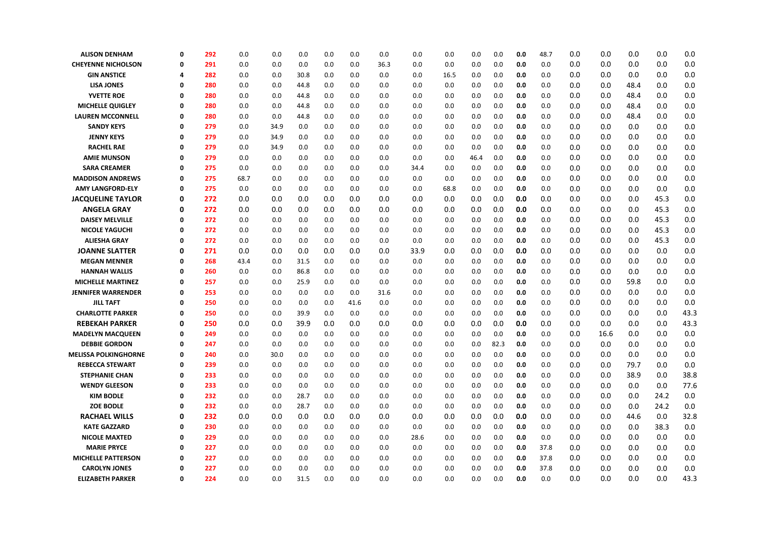| | | | | | | | | | | | | | | | | | | | | |
|---|---|---|---|---|---|---|---|---|---|---|---|---|---|---|---|---|---|---|---|---|
| **ALISON DENHAM** | **0** | **292** | 0.0 | 0.0 | 0.0 | 0.0 | 0.0 | 0.0 | 0.0 | 0.0 | 0.0 | 0.0 | **0.0** | 48.7 | 0.0 | 0.0 | 0.0 | 0.0 | 0.0 |
| **CHEYENNE NICHOLSON** | **0** | **291** | 0.0 | 0.0 | 0.0 | 0.0 | 0.0 | 36.3 | 0.0 | 0.0 | 0.0 | 0.0 | **0.0** | 0.0 | 0.0 | 0.0 | 0.0 | 0.0 | 0.0 |
| **GIN ANSTICE** | **4** | **282** | 0.0 | 0.0 | 30.8 | 0.0 | 0.0 | 0.0 | 0.0 | 16.5 | 0.0 | 0.0 | **0.0** | 0.0 | 0.0 | 0.0 | 0.0 | 0.0 | 0.0 |
| **LISA JONES** | **0** | **280** | 0.0 | 0.0 | 44.8 | 0.0 | 0.0 | 0.0 | 0.0 | 0.0 | 0.0 | 0.0 | **0.0** | 0.0 | 0.0 | 0.0 | 48.4 | 0.0 | 0.0 |
| **YVETTE ROE** | **0** | **280** | 0.0 | 0.0 | 44.8 | 0.0 | 0.0 | 0.0 | 0.0 | 0.0 | 0.0 | 0.0 | **0.0** | 0.0 | 0.0 | 0.0 | 48.4 | 0.0 | 0.0 |
| **MICHELLE QUIGLEY** | **0** | **280** | 0.0 | 0.0 | 44.8 | 0.0 | 0.0 | 0.0 | 0.0 | 0.0 | 0.0 | 0.0 | **0.0** | 0.0 | 0.0 | 0.0 | 48.4 | 0.0 | 0.0 |
| **LAUREN MCCONNELL** | **0** | **280** | 0.0 | 0.0 | 44.8 | 0.0 | 0.0 | 0.0 | 0.0 | 0.0 | 0.0 | 0.0 | **0.0** | 0.0 | 0.0 | 0.0 | 48.4 | 0.0 | 0.0 |
| **SANDY KEYS** | **0** | **279** | 0.0 | 34.9 | 0.0 | 0.0 | 0.0 | 0.0 | 0.0 | 0.0 | 0.0 | 0.0 | **0.0** | 0.0 | 0.0 | 0.0 | 0.0 | 0.0 | 0.0 |
| **JENNY KEYS** | **0** | **279** | 0.0 | 34.9 | 0.0 | 0.0 | 0.0 | 0.0 | 0.0 | 0.0 | 0.0 | 0.0 | **0.0** | 0.0 | 0.0 | 0.0 | 0.0 | 0.0 | 0.0 |
| **RACHEL RAE** | **0** | **279** | 0.0 | 34.9 | 0.0 | 0.0 | 0.0 | 0.0 | 0.0 | 0.0 | 0.0 | 0.0 | **0.0** | 0.0 | 0.0 | 0.0 | 0.0 | 0.0 | 0.0 |
| **AMIE MUNSON** | **0** | **279** | 0.0 | 0.0 | 0.0 | 0.0 | 0.0 | 0.0 | 0.0 | 0.0 | 46.4 | 0.0 | **0.0** | 0.0 | 0.0 | 0.0 | 0.0 | 0.0 | 0.0 |
| **SARA CREAMER** | **0** | **275** | 0.0 | 0.0 | 0.0 | 0.0 | 0.0 | 0.0 | 34.4 | 0.0 | 0.0 | 0.0 | **0.0** | 0.0 | 0.0 | 0.0 | 0.0 | 0.0 | 0.0 |
| **MADDISON ANDREWS** | **0** | **275** | 68.7 | 0.0 | 0.0 | 0.0 | 0.0 | 0.0 | 0.0 | 0.0 | 0.0 | 0.0 | **0.0** | 0.0 | 0.0 | 0.0 | 0.0 | 0.0 | 0.0 |
| **AMY LANGFORD-ELY** | **0** | **275** | 0.0 | 0.0 | 0.0 | 0.0 | 0.0 | 0.0 | 0.0 | 68.8 | 0.0 | 0.0 | **0.0** | 0.0 | 0.0 | 0.0 | 0.0 | 0.0 | 0.0 |
| **JACQUELINE TAYLOR** | **0** | **272** | 0.0 | 0.0 | 0.0 | 0.0 | 0.0 | 0.0 | 0.0 | 0.0 | 0.0 | 0.0 | **0.0** | 0.0 | 0.0 | 0.0 | 0.0 | 45.3 | 0.0 |
| **ANGELA GRAY** | **0** | **272** | 0.0 | 0.0 | 0.0 | 0.0 | 0.0 | 0.0 | 0.0 | 0.0 | 0.0 | 0.0 | **0.0** | 0.0 | 0.0 | 0.0 | 0.0 | 45.3 | 0.0 |
| **DAISEY MELVILLE** | **0** | **272** | 0.0 | 0.0 | 0.0 | 0.0 | 0.0 | 0.0 | 0.0 | 0.0 | 0.0 | 0.0 | **0.0** | 0.0 | 0.0 | 0.0 | 0.0 | 45.3 | 0.0 |
| **NICOLE YAGUCHI** | **0** | **272** | 0.0 | 0.0 | 0.0 | 0.0 | 0.0 | 0.0 | 0.0 | 0.0 | 0.0 | 0.0 | **0.0** | 0.0 | 0.0 | 0.0 | 0.0 | 45.3 | 0.0 |
| **ALIESHA GRAY** | **0** | **272** | 0.0 | 0.0 | 0.0 | 0.0 | 0.0 | 0.0 | 0.0 | 0.0 | 0.0 | 0.0 | **0.0** | 0.0 | 0.0 | 0.0 | 0.0 | 45.3 | 0.0 |
| **JOANNE SLATTER** | **0** | **271** | 0.0 | 0.0 | 0.0 | 0.0 | 0.0 | 0.0 | 33.9 | 0.0 | 0.0 | 0.0 | **0.0** | 0.0 | 0.0 | 0.0 | 0.0 | 0.0 | 0.0 |
| **MEGAN MENNER** | **0** | **268** | 43.4 | 0.0 | 31.5 | 0.0 | 0.0 | 0.0 | 0.0 | 0.0 | 0.0 | 0.0 | **0.0** | 0.0 | 0.0 | 0.0 | 0.0 | 0.0 | 0.0 |
| **HANNAH WALLIS** | **0** | **260** | 0.0 | 0.0 | 86.8 | 0.0 | 0.0 | 0.0 | 0.0 | 0.0 | 0.0 | 0.0 | **0.0** | 0.0 | 0.0 | 0.0 | 0.0 | 0.0 | 0.0 |
| **MICHELLE MARTINEZ** | **0** | **257** | 0.0 | 0.0 | 25.9 | 0.0 | 0.0 | 0.0 | 0.0 | 0.0 | 0.0 | 0.0 | **0.0** | 0.0 | 0.0 | 0.0 | 59.8 | 0.0 | 0.0 |
| **JENNIFER WARRENDER** | **0** | **253** | 0.0 | 0.0 | 0.0 | 0.0 | 0.0 | 31.6 | 0.0 | 0.0 | 0.0 | 0.0 | **0.0** | 0.0 | 0.0 | 0.0 | 0.0 | 0.0 | 0.0 |
| **JILL TAFT** | **0** | **250** | 0.0 | 0.0 | 0.0 | 0.0 | 41.6 | 0.0 | 0.0 | 0.0 | 0.0 | 0.0 | **0.0** | 0.0 | 0.0 | 0.0 | 0.0 | 0.0 | 0.0 |
| **CHARLOTTE PARKER** | **0** | **250** | 0.0 | 0.0 | 39.9 | 0.0 | 0.0 | 0.0 | 0.0 | 0.0 | 0.0 | 0.0 | **0.0** | 0.0 | 0.0 | 0.0 | 0.0 | 0.0 | 43.3 |
| **REBEKAH PARKER** | **0** | **250** | 0.0 | 0.0 | 39.9 | 0.0 | 0.0 | 0.0 | 0.0 | 0.0 | 0.0 | 0.0 | **0.0** | 0.0 | 0.0 | 0.0 | 0.0 | 0.0 | 43.3 |
| **MADELYN MACQUEEN** | **0** | **249** | 0.0 | 0.0 | 0.0 | 0.0 | 0.0 | 0.0 | 0.0 | 0.0 | 0.0 | 0.0 | **0.0** | 0.0 | 0.0 | 16.6 | 0.0 | 0.0 | 0.0 |
| **DEBBIE GORDON** | **0** | **247** | 0.0 | 0.0 | 0.0 | 0.0 | 0.0 | 0.0 | 0.0 | 0.0 | 0.0 | 82.3 | **0.0** | 0.0 | 0.0 | 0.0 | 0.0 | 0.0 | 0.0 |
| **MELISSA POLKINGHORNE** | **0** | **240** | 0.0 | 30.0 | 0.0 | 0.0 | 0.0 | 0.0 | 0.0 | 0.0 | 0.0 | 0.0 | **0.0** | 0.0 | 0.0 | 0.0 | 0.0 | 0.0 | 0.0 |
| **REBECCA STEWART** | **0** | **239** | 0.0 | 0.0 | 0.0 | 0.0 | 0.0 | 0.0 | 0.0 | 0.0 | 0.0 | 0.0 | **0.0** | 0.0 | 0.0 | 0.0 | 79.7 | 0.0 | 0.0 |
| **STEPHANIE CHAN** | **0** | **233** | 0.0 | 0.0 | 0.0 | 0.0 | 0.0 | 0.0 | 0.0 | 0.0 | 0.0 | 0.0 | **0.0** | 0.0 | 0.0 | 0.0 | 38.9 | 0.0 | 38.8 |
| **WENDY GLEESON** | **0** | **233** | 0.0 | 0.0 | 0.0 | 0.0 | 0.0 | 0.0 | 0.0 | 0.0 | 0.0 | 0.0 | **0.0** | 0.0 | 0.0 | 0.0 | 0.0 | 0.0 | 77.6 |
| **KIM BODLE** | **0** | **232** | 0.0 | 0.0 | 28.7 | 0.0 | 0.0 | 0.0 | 0.0 | 0.0 | 0.0 | 0.0 | **0.0** | 0.0 | 0.0 | 0.0 | 0.0 | 24.2 | 0.0 |
| **ZOE BODLE** | **0** | **232** | 0.0 | 0.0 | 28.7 | 0.0 | 0.0 | 0.0 | 0.0 | 0.0 | 0.0 | 0.0 | **0.0** | 0.0 | 0.0 | 0.0 | 0.0 | 24.2 | 0.0 |
| **RACHAEL WILLS** | **0** | **232** | 0.0 | 0.0 | 0.0 | 0.0 | 0.0 | 0.0 | 0.0 | 0.0 | 0.0 | 0.0 | **0.0** | 0.0 | 0.0 | 0.0 | 44.6 | 0.0 | 32.8 |
| **KATE GAZZARD** | **0** | **230** | 0.0 | 0.0 | 0.0 | 0.0 | 0.0 | 0.0 | 0.0 | 0.0 | 0.0 | 0.0 | **0.0** | 0.0 | 0.0 | 0.0 | 0.0 | 38.3 | 0.0 |
| **NICOLE MAXTED** | **0** | **229** | 0.0 | 0.0 | 0.0 | 0.0 | 0.0 | 0.0 | 28.6 | 0.0 | 0.0 | 0.0 | **0.0** | 0.0 | 0.0 | 0.0 | 0.0 | 0.0 | 0.0 |
| **MARIE PRYCE** | **0** | **227** | 0.0 | 0.0 | 0.0 | 0.0 | 0.0 | 0.0 | 0.0 | 0.0 | 0.0 | 0.0 | **0.0** | 37.8 | 0.0 | 0.0 | 0.0 | 0.0 | 0.0 |
| **MICHELLE PATTERSON** | **0** | **227** | 0.0 | 0.0 | 0.0 | 0.0 | 0.0 | 0.0 | 0.0 | 0.0 | 0.0 | 0.0 | **0.0** | 37.8 | 0.0 | 0.0 | 0.0 | 0.0 | 0.0 |
| **CAROLYN JONES** | **0** | **227** | 0.0 | 0.0 | 0.0 | 0.0 | 0.0 | 0.0 | 0.0 | 0.0 | 0.0 | 0.0 | **0.0** | 37.8 | 0.0 | 0.0 | 0.0 | 0.0 | 0.0 |
| **ELIZABETH PARKER** | **0** | **224** | 0.0 | 0.0 | 31.5 | 0.0 | 0.0 | 0.0 | 0.0 | 0.0 | 0.0 | 0.0 | **0.0** | 0.0 | 0.0 | 0.0 | 0.0 | 0.0 | 43.3 |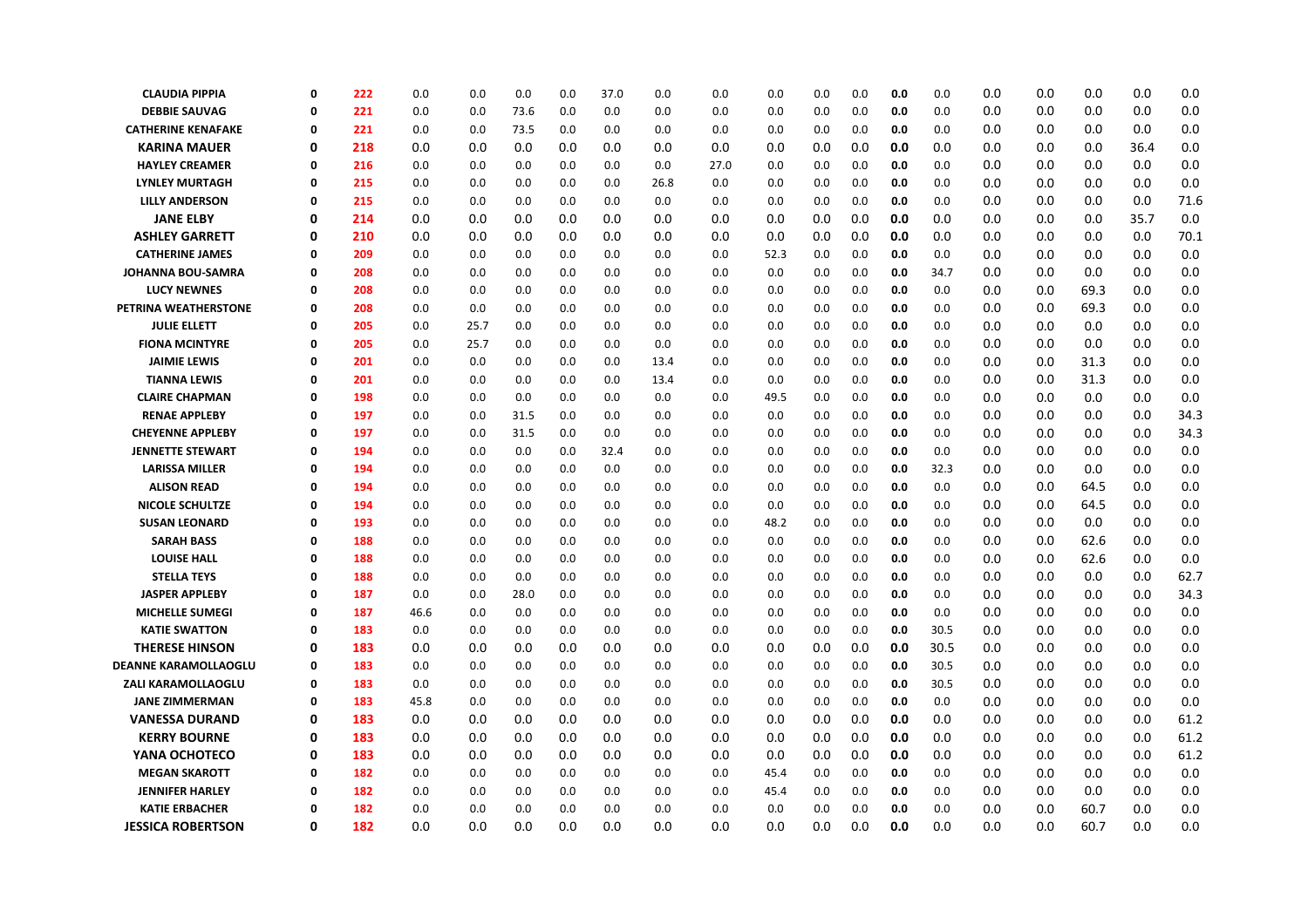| | | | | | | | | | | | | | | | | | | | | |
|---|---|---|---|---|---|---|---|---|---|---|---|---|---|---|---|---|---|---|---|---|
| CLAUDIA PIPPIA | 0 | 222 | 0.0 | 0.0 | 0.0 | 0.0 | 37.0 | 0.0 | 0.0 | 0.0 | 0.0 | 0.0 | 0.0 | 0.0 | 0.0 | 0.0 | 0.0 | 0.0 | 0.0 |
| DEBBIE SAUVAG | 0 | 221 | 0.0 | 0.0 | 73.6 | 0.0 | 0.0 | 0.0 | 0.0 | 0.0 | 0.0 | 0.0 | 0.0 | 0.0 | 0.0 | 0.0 | 0.0 | 0.0 | 0.0 |
| CATHERINE KENAFAKE | 0 | 221 | 0.0 | 0.0 | 73.5 | 0.0 | 0.0 | 0.0 | 0.0 | 0.0 | 0.0 | 0.0 | 0.0 | 0.0 | 0.0 | 0.0 | 0.0 | 0.0 | 0.0 |
| KARINA MAUER | 0 | 218 | 0.0 | 0.0 | 0.0 | 0.0 | 0.0 | 0.0 | 0.0 | 0.0 | 0.0 | 0.0 | 0.0 | 0.0 | 0.0 | 0.0 | 0.0 | 36.4 | 0.0 |
| HAYLEY CREAMER | 0 | 216 | 0.0 | 0.0 | 0.0 | 0.0 | 0.0 | 0.0 | 27.0 | 0.0 | 0.0 | 0.0 | 0.0 | 0.0 | 0.0 | 0.0 | 0.0 | 0.0 | 0.0 |
| LYNLEY MURTAGH | 0 | 215 | 0.0 | 0.0 | 0.0 | 0.0 | 0.0 | 26.8 | 0.0 | 0.0 | 0.0 | 0.0 | 0.0 | 0.0 | 0.0 | 0.0 | 0.0 | 0.0 | 0.0 |
| LILLY ANDERSON | 0 | 215 | 0.0 | 0.0 | 0.0 | 0.0 | 0.0 | 0.0 | 0.0 | 0.0 | 0.0 | 0.0 | 0.0 | 0.0 | 0.0 | 0.0 | 0.0 | 0.0 | 71.6 |
| JANE ELBY | 0 | 214 | 0.0 | 0.0 | 0.0 | 0.0 | 0.0 | 0.0 | 0.0 | 0.0 | 0.0 | 0.0 | 0.0 | 0.0 | 0.0 | 0.0 | 0.0 | 35.7 | 0.0 |
| ASHLEY GARRETT | 0 | 210 | 0.0 | 0.0 | 0.0 | 0.0 | 0.0 | 0.0 | 0.0 | 0.0 | 0.0 | 0.0 | 0.0 | 0.0 | 0.0 | 0.0 | 0.0 | 0.0 | 70.1 |
| CATHERINE JAMES | 0 | 209 | 0.0 | 0.0 | 0.0 | 0.0 | 0.0 | 0.0 | 0.0 | 52.3 | 0.0 | 0.0 | 0.0 | 0.0 | 0.0 | 0.0 | 0.0 | 0.0 | 0.0 |
| JOHANNA BOU-SAMRA | 0 | 208 | 0.0 | 0.0 | 0.0 | 0.0 | 0.0 | 0.0 | 0.0 | 0.0 | 0.0 | 0.0 | 0.0 | 34.7 | 0.0 | 0.0 | 0.0 | 0.0 | 0.0 |
| LUCY NEWNES | 0 | 208 | 0.0 | 0.0 | 0.0 | 0.0 | 0.0 | 0.0 | 0.0 | 0.0 | 0.0 | 0.0 | 0.0 | 0.0 | 0.0 | 0.0 | 69.3 | 0.0 | 0.0 |
| PETRINA WEATHERSTONE | 0 | 208 | 0.0 | 0.0 | 0.0 | 0.0 | 0.0 | 0.0 | 0.0 | 0.0 | 0.0 | 0.0 | 0.0 | 0.0 | 0.0 | 0.0 | 69.3 | 0.0 | 0.0 |
| JULIE ELLETT | 0 | 205 | 0.0 | 25.7 | 0.0 | 0.0 | 0.0 | 0.0 | 0.0 | 0.0 | 0.0 | 0.0 | 0.0 | 0.0 | 0.0 | 0.0 | 0.0 | 0.0 | 0.0 |
| FIONA MCINTYRE | 0 | 205 | 0.0 | 25.7 | 0.0 | 0.0 | 0.0 | 0.0 | 0.0 | 0.0 | 0.0 | 0.0 | 0.0 | 0.0 | 0.0 | 0.0 | 0.0 | 0.0 | 0.0 |
| JAIMIE LEWIS | 0 | 201 | 0.0 | 0.0 | 0.0 | 0.0 | 0.0 | 13.4 | 0.0 | 0.0 | 0.0 | 0.0 | 0.0 | 0.0 | 0.0 | 0.0 | 31.3 | 0.0 | 0.0 |
| TIANNA LEWIS | 0 | 201 | 0.0 | 0.0 | 0.0 | 0.0 | 0.0 | 13.4 | 0.0 | 0.0 | 0.0 | 0.0 | 0.0 | 0.0 | 0.0 | 0.0 | 31.3 | 0.0 | 0.0 |
| CLAIRE CHAPMAN | 0 | 198 | 0.0 | 0.0 | 0.0 | 0.0 | 0.0 | 0.0 | 0.0 | 49.5 | 0.0 | 0.0 | 0.0 | 0.0 | 0.0 | 0.0 | 0.0 | 0.0 | 0.0 |
| RENAE APPLEBY | 0 | 197 | 0.0 | 0.0 | 31.5 | 0.0 | 0.0 | 0.0 | 0.0 | 0.0 | 0.0 | 0.0 | 0.0 | 0.0 | 0.0 | 0.0 | 0.0 | 0.0 | 34.3 |
| CHEYENNE APPLEBY | 0 | 197 | 0.0 | 0.0 | 31.5 | 0.0 | 0.0 | 0.0 | 0.0 | 0.0 | 0.0 | 0.0 | 0.0 | 0.0 | 0.0 | 0.0 | 0.0 | 0.0 | 34.3 |
| JENNETTE STEWART | 0 | 194 | 0.0 | 0.0 | 0.0 | 0.0 | 32.4 | 0.0 | 0.0 | 0.0 | 0.0 | 0.0 | 0.0 | 0.0 | 0.0 | 0.0 | 0.0 | 0.0 | 0.0 |
| LARISSA MILLER | 0 | 194 | 0.0 | 0.0 | 0.0 | 0.0 | 0.0 | 0.0 | 0.0 | 0.0 | 0.0 | 0.0 | 0.0 | 32.3 | 0.0 | 0.0 | 0.0 | 0.0 | 0.0 |
| ALISON READ | 0 | 194 | 0.0 | 0.0 | 0.0 | 0.0 | 0.0 | 0.0 | 0.0 | 0.0 | 0.0 | 0.0 | 0.0 | 0.0 | 0.0 | 0.0 | 64.5 | 0.0 | 0.0 |
| NICOLE SCHULTZE | 0 | 194 | 0.0 | 0.0 | 0.0 | 0.0 | 0.0 | 0.0 | 0.0 | 0.0 | 0.0 | 0.0 | 0.0 | 0.0 | 0.0 | 0.0 | 64.5 | 0.0 | 0.0 |
| SUSAN LEONARD | 0 | 193 | 0.0 | 0.0 | 0.0 | 0.0 | 0.0 | 0.0 | 0.0 | 48.2 | 0.0 | 0.0 | 0.0 | 0.0 | 0.0 | 0.0 | 0.0 | 0.0 | 0.0 |
| SARAH BASS | 0 | 188 | 0.0 | 0.0 | 0.0 | 0.0 | 0.0 | 0.0 | 0.0 | 0.0 | 0.0 | 0.0 | 0.0 | 0.0 | 0.0 | 0.0 | 62.6 | 0.0 | 0.0 |
| LOUISE HALL | 0 | 188 | 0.0 | 0.0 | 0.0 | 0.0 | 0.0 | 0.0 | 0.0 | 0.0 | 0.0 | 0.0 | 0.0 | 0.0 | 0.0 | 0.0 | 62.6 | 0.0 | 0.0 |
| STELLA TEYS | 0 | 188 | 0.0 | 0.0 | 0.0 | 0.0 | 0.0 | 0.0 | 0.0 | 0.0 | 0.0 | 0.0 | 0.0 | 0.0 | 0.0 | 0.0 | 0.0 | 0.0 | 62.7 |
| JASPER APPLEBY | 0 | 187 | 0.0 | 0.0 | 28.0 | 0.0 | 0.0 | 0.0 | 0.0 | 0.0 | 0.0 | 0.0 | 0.0 | 0.0 | 0.0 | 0.0 | 0.0 | 0.0 | 34.3 |
| MICHELLE SUMEGI | 0 | 187 | 46.6 | 0.0 | 0.0 | 0.0 | 0.0 | 0.0 | 0.0 | 0.0 | 0.0 | 0.0 | 0.0 | 0.0 | 0.0 | 0.0 | 0.0 | 0.0 | 0.0 |
| KATIE SWATTON | 0 | 183 | 0.0 | 0.0 | 0.0 | 0.0 | 0.0 | 0.0 | 0.0 | 0.0 | 0.0 | 0.0 | 0.0 | 30.5 | 0.0 | 0.0 | 0.0 | 0.0 | 0.0 |
| THERESE HINSON | 0 | 183 | 0.0 | 0.0 | 0.0 | 0.0 | 0.0 | 0.0 | 0.0 | 0.0 | 0.0 | 0.0 | 0.0 | 30.5 | 0.0 | 0.0 | 0.0 | 0.0 | 0.0 |
| DEANNE KARAMOLLAOGLU | 0 | 183 | 0.0 | 0.0 | 0.0 | 0.0 | 0.0 | 0.0 | 0.0 | 0.0 | 0.0 | 0.0 | 0.0 | 30.5 | 0.0 | 0.0 | 0.0 | 0.0 | 0.0 |
| ZALI KARAMOLLAOGLU | 0 | 183 | 0.0 | 0.0 | 0.0 | 0.0 | 0.0 | 0.0 | 0.0 | 0.0 | 0.0 | 0.0 | 0.0 | 30.5 | 0.0 | 0.0 | 0.0 | 0.0 | 0.0 |
| JANE ZIMMERMAN | 0 | 183 | 45.8 | 0.0 | 0.0 | 0.0 | 0.0 | 0.0 | 0.0 | 0.0 | 0.0 | 0.0 | 0.0 | 0.0 | 0.0 | 0.0 | 0.0 | 0.0 | 0.0 |
| VANESSA DURAND | 0 | 183 | 0.0 | 0.0 | 0.0 | 0.0 | 0.0 | 0.0 | 0.0 | 0.0 | 0.0 | 0.0 | 0.0 | 0.0 | 0.0 | 0.0 | 0.0 | 0.0 | 61.2 |
| KERRY BOURNE | 0 | 183 | 0.0 | 0.0 | 0.0 | 0.0 | 0.0 | 0.0 | 0.0 | 0.0 | 0.0 | 0.0 | 0.0 | 0.0 | 0.0 | 0.0 | 0.0 | 0.0 | 61.2 |
| YANA OCHOTECO | 0 | 183 | 0.0 | 0.0 | 0.0 | 0.0 | 0.0 | 0.0 | 0.0 | 0.0 | 0.0 | 0.0 | 0.0 | 0.0 | 0.0 | 0.0 | 0.0 | 0.0 | 61.2 |
| MEGAN SKAROTT | 0 | 182 | 0.0 | 0.0 | 0.0 | 0.0 | 0.0 | 0.0 | 0.0 | 45.4 | 0.0 | 0.0 | 0.0 | 0.0 | 0.0 | 0.0 | 0.0 | 0.0 | 0.0 |
| JENNIFER HARLEY | 0 | 182 | 0.0 | 0.0 | 0.0 | 0.0 | 0.0 | 0.0 | 0.0 | 45.4 | 0.0 | 0.0 | 0.0 | 0.0 | 0.0 | 0.0 | 0.0 | 0.0 | 0.0 |
| KATIE ERBACHER | 0 | 182 | 0.0 | 0.0 | 0.0 | 0.0 | 0.0 | 0.0 | 0.0 | 0.0 | 0.0 | 0.0 | 0.0 | 0.0 | 0.0 | 0.0 | 60.7 | 0.0 | 0.0 |
| JESSICA ROBERTSON | 0 | 182 | 0.0 | 0.0 | 0.0 | 0.0 | 0.0 | 0.0 | 0.0 | 0.0 | 0.0 | 0.0 | 0.0 | 0.0 | 0.0 | 0.0 | 60.7 | 0.0 | 0.0 |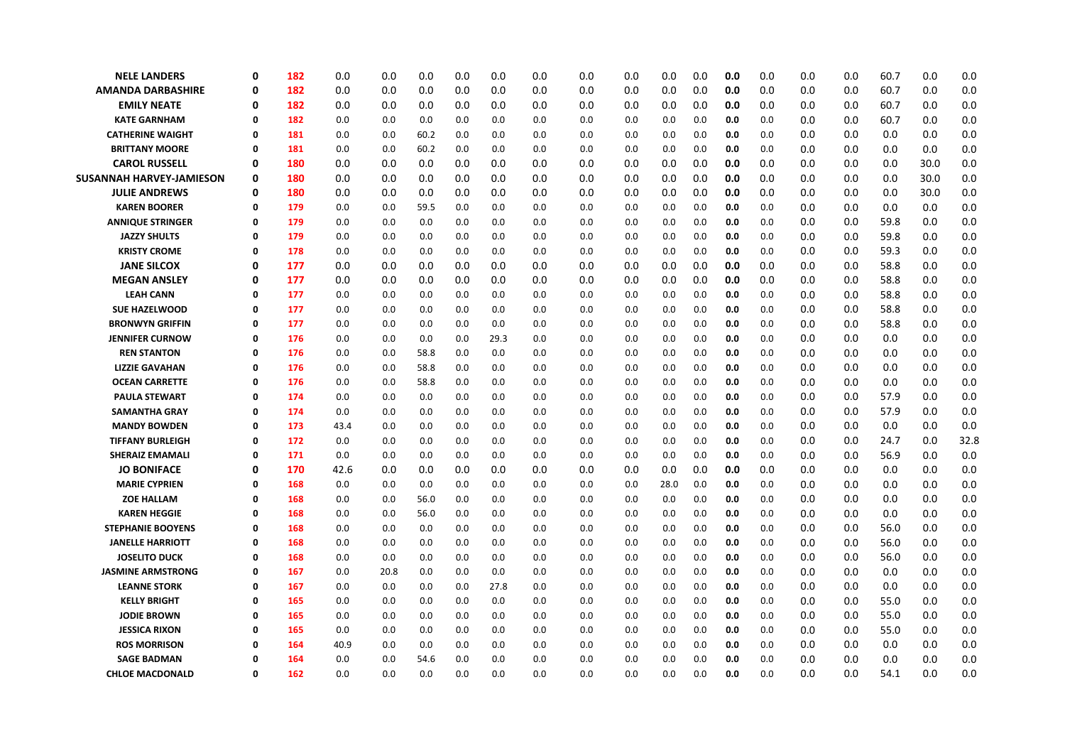| | | | | | | | | | | | | | | | | | | | | | |
|---|---|---|---|---|---|---|---|---|---|---|---|---|---|---|---|---|---|---|---|---|---|
| **NELE LANDERS** | **0** | **182** | 0.0 | 0.0 | 0.0 | 0.0 | 0.0 | 0.0 | 0.0 | 0.0 | 0.0 | 0.0 | **0.0** | 0.0 | 0.0 | 0.0 | 60.7 | 0.0 | 0.0 |
| **AMANDA DARBASHIRE** | **0** | **182** | 0.0 | 0.0 | 0.0 | 0.0 | 0.0 | 0.0 | 0.0 | 0.0 | 0.0 | 0.0 | **0.0** | 0.0 | 0.0 | 0.0 | 60.7 | 0.0 | 0.0 |
| **EMILY NEATE** | **0** | **182** | 0.0 | 0.0 | 0.0 | 0.0 | 0.0 | 0.0 | 0.0 | 0.0 | 0.0 | 0.0 | **0.0** | 0.0 | 0.0 | 0.0 | 60.7 | 0.0 | 0.0 |
| **KATE GARNHAM** | **0** | **182** | 0.0 | 0.0 | 0.0 | 0.0 | 0.0 | 0.0 | 0.0 | 0.0 | 0.0 | 0.0 | **0.0** | 0.0 | 0.0 | 0.0 | 60.7 | 0.0 | 0.0 |
| **CATHERINE WAIGHT** | **0** | **181** | 0.0 | 0.0 | 60.2 | 0.0 | 0.0 | 0.0 | 0.0 | 0.0 | 0.0 | 0.0 | **0.0** | 0.0 | 0.0 | 0.0 | 0.0 | 0.0 | 0.0 |
| **BRITTANY MOORE** | **0** | **181** | 0.0 | 0.0 | 60.2 | 0.0 | 0.0 | 0.0 | 0.0 | 0.0 | 0.0 | 0.0 | **0.0** | 0.0 | 0.0 | 0.0 | 0.0 | 0.0 | 0.0 |
| **CAROL RUSSELL** | **0** | **180** | 0.0 | 0.0 | 0.0 | 0.0 | 0.0 | 0.0 | 0.0 | 0.0 | 0.0 | 0.0 | **0.0** | 0.0 | 0.0 | 0.0 | 0.0 | 30.0 | 0.0 |
| **SUSANNAH HARVEY-JAMIESON** | **0** | **180** | 0.0 | 0.0 | 0.0 | 0.0 | 0.0 | 0.0 | 0.0 | 0.0 | 0.0 | 0.0 | **0.0** | 0.0 | 0.0 | 0.0 | 0.0 | 30.0 | 0.0 |
| **JULIE ANDREWS** | **0** | **180** | 0.0 | 0.0 | 0.0 | 0.0 | 0.0 | 0.0 | 0.0 | 0.0 | 0.0 | 0.0 | **0.0** | 0.0 | 0.0 | 0.0 | 0.0 | 30.0 | 0.0 |
| **KAREN BOORER** | **0** | **179** | 0.0 | 0.0 | 59.5 | 0.0 | 0.0 | 0.0 | 0.0 | 0.0 | 0.0 | 0.0 | **0.0** | 0.0 | 0.0 | 0.0 | 0.0 | 0.0 | 0.0 |
| **ANNIQUE STRINGER** | **0** | **179** | 0.0 | 0.0 | 0.0 | 0.0 | 0.0 | 0.0 | 0.0 | 0.0 | 0.0 | 0.0 | **0.0** | 0.0 | 0.0 | 0.0 | 59.8 | 0.0 | 0.0 |
| **JAZZY SHULTS** | **0** | **179** | 0.0 | 0.0 | 0.0 | 0.0 | 0.0 | 0.0 | 0.0 | 0.0 | 0.0 | 0.0 | **0.0** | 0.0 | 0.0 | 0.0 | 59.8 | 0.0 | 0.0 |
| **KRISTY CROME** | **0** | **178** | 0.0 | 0.0 | 0.0 | 0.0 | 0.0 | 0.0 | 0.0 | 0.0 | 0.0 | 0.0 | **0.0** | 0.0 | 0.0 | 0.0 | 59.3 | 0.0 | 0.0 |
| **JANE SILCOX** | **0** | **177** | 0.0 | 0.0 | 0.0 | 0.0 | 0.0 | 0.0 | 0.0 | 0.0 | 0.0 | 0.0 | **0.0** | 0.0 | 0.0 | 0.0 | 58.8 | 0.0 | 0.0 |
| **MEGAN ANSLEY** | **0** | **177** | 0.0 | 0.0 | 0.0 | 0.0 | 0.0 | 0.0 | 0.0 | 0.0 | 0.0 | 0.0 | **0.0** | 0.0 | 0.0 | 0.0 | 58.8 | 0.0 | 0.0 |
| **LEAH CANN** | **0** | **177** | 0.0 | 0.0 | 0.0 | 0.0 | 0.0 | 0.0 | 0.0 | 0.0 | 0.0 | 0.0 | **0.0** | 0.0 | 0.0 | 0.0 | 58.8 | 0.0 | 0.0 |
| **SUE HAZELWOOD** | **0** | **177** | 0.0 | 0.0 | 0.0 | 0.0 | 0.0 | 0.0 | 0.0 | 0.0 | 0.0 | 0.0 | **0.0** | 0.0 | 0.0 | 0.0 | 58.8 | 0.0 | 0.0 |
| **BRONWYN GRIFFIN** | **0** | **177** | 0.0 | 0.0 | 0.0 | 0.0 | 0.0 | 0.0 | 0.0 | 0.0 | 0.0 | 0.0 | **0.0** | 0.0 | 0.0 | 0.0 | 58.8 | 0.0 | 0.0 |
| **JENNIFER CURNOW** | **0** | **176** | 0.0 | 0.0 | 0.0 | 0.0 | 29.3 | 0.0 | 0.0 | 0.0 | 0.0 | 0.0 | **0.0** | 0.0 | 0.0 | 0.0 | 0.0 | 0.0 | 0.0 |
| **REN STANTON** | **0** | **176** | 0.0 | 0.0 | 58.8 | 0.0 | 0.0 | 0.0 | 0.0 | 0.0 | 0.0 | 0.0 | **0.0** | 0.0 | 0.0 | 0.0 | 0.0 | 0.0 | 0.0 |
| **LIZZIE GAVAHAN** | **0** | **176** | 0.0 | 0.0 | 58.8 | 0.0 | 0.0 | 0.0 | 0.0 | 0.0 | 0.0 | 0.0 | **0.0** | 0.0 | 0.0 | 0.0 | 0.0 | 0.0 | 0.0 |
| **OCEAN CARRETTE** | **0** | **176** | 0.0 | 0.0 | 58.8 | 0.0 | 0.0 | 0.0 | 0.0 | 0.0 | 0.0 | 0.0 | **0.0** | 0.0 | 0.0 | 0.0 | 0.0 | 0.0 | 0.0 |
| **PAULA STEWART** | **0** | **174** | 0.0 | 0.0 | 0.0 | 0.0 | 0.0 | 0.0 | 0.0 | 0.0 | 0.0 | 0.0 | **0.0** | 0.0 | 0.0 | 0.0 | 57.9 | 0.0 | 0.0 |
| **SAMANTHA GRAY** | **0** | **174** | 0.0 | 0.0 | 0.0 | 0.0 | 0.0 | 0.0 | 0.0 | 0.0 | 0.0 | 0.0 | **0.0** | 0.0 | 0.0 | 0.0 | 57.9 | 0.0 | 0.0 |
| **MANDY BOWDEN** | **0** | **173** | 43.4 | 0.0 | 0.0 | 0.0 | 0.0 | 0.0 | 0.0 | 0.0 | 0.0 | 0.0 | **0.0** | 0.0 | 0.0 | 0.0 | 0.0 | 0.0 | 0.0 |
| **TIFFANY BURLEIGH** | **0** | **172** | 0.0 | 0.0 | 0.0 | 0.0 | 0.0 | 0.0 | 0.0 | 0.0 | 0.0 | 0.0 | **0.0** | 0.0 | 0.0 | 0.0 | 24.7 | 0.0 | 32.8 |
| **SHERAIZ EMAMALI** | **0** | **171** | 0.0 | 0.0 | 0.0 | 0.0 | 0.0 | 0.0 | 0.0 | 0.0 | 0.0 | 0.0 | **0.0** | 0.0 | 0.0 | 0.0 | 56.9 | 0.0 | 0.0 |
| **JO BONIFACE** | **0** | **170** | 42.6 | 0.0 | 0.0 | 0.0 | 0.0 | 0.0 | 0.0 | 0.0 | 0.0 | 0.0 | **0.0** | 0.0 | 0.0 | 0.0 | 0.0 | 0.0 | 0.0 |
| **MARIE CYPRIEN** | **0** | **168** | 0.0 | 0.0 | 0.0 | 0.0 | 0.0 | 0.0 | 0.0 | 0.0 | 28.0 | 0.0 | **0.0** | 0.0 | 0.0 | 0.0 | 0.0 | 0.0 | 0.0 |
| **ZOE HALLAM** | **0** | **168** | 0.0 | 0.0 | 56.0 | 0.0 | 0.0 | 0.0 | 0.0 | 0.0 | 0.0 | 0.0 | **0.0** | 0.0 | 0.0 | 0.0 | 0.0 | 0.0 | 0.0 |
| **KAREN HEGGIE** | **0** | **168** | 0.0 | 0.0 | 56.0 | 0.0 | 0.0 | 0.0 | 0.0 | 0.0 | 0.0 | 0.0 | **0.0** | 0.0 | 0.0 | 0.0 | 0.0 | 0.0 | 0.0 |
| **STEPHANIE BOOYENS** | **0** | **168** | 0.0 | 0.0 | 0.0 | 0.0 | 0.0 | 0.0 | 0.0 | 0.0 | 0.0 | 0.0 | **0.0** | 0.0 | 0.0 | 0.0 | 56.0 | 0.0 | 0.0 |
| **JANELLE HARRIOTT** | **0** | **168** | 0.0 | 0.0 | 0.0 | 0.0 | 0.0 | 0.0 | 0.0 | 0.0 | 0.0 | 0.0 | **0.0** | 0.0 | 0.0 | 0.0 | 56.0 | 0.0 | 0.0 |
| **JOSELITO DUCK** | **0** | **168** | 0.0 | 0.0 | 0.0 | 0.0 | 0.0 | 0.0 | 0.0 | 0.0 | 0.0 | 0.0 | **0.0** | 0.0 | 0.0 | 0.0 | 56.0 | 0.0 | 0.0 |
| **JASMINE ARMSTRONG** | **0** | **167** | 0.0 | 20.8 | 0.0 | 0.0 | 0.0 | 0.0 | 0.0 | 0.0 | 0.0 | 0.0 | **0.0** | 0.0 | 0.0 | 0.0 | 0.0 | 0.0 | 0.0 |
| **LEANNE STORK** | **0** | **167** | 0.0 | 0.0 | 0.0 | 0.0 | 27.8 | 0.0 | 0.0 | 0.0 | 0.0 | 0.0 | **0.0** | 0.0 | 0.0 | 0.0 | 0.0 | 0.0 | 0.0 |
| **KELLY BRIGHT** | **0** | **165** | 0.0 | 0.0 | 0.0 | 0.0 | 0.0 | 0.0 | 0.0 | 0.0 | 0.0 | 0.0 | **0.0** | 0.0 | 0.0 | 0.0 | 55.0 | 0.0 | 0.0 |
| **JODIE BROWN** | **0** | **165** | 0.0 | 0.0 | 0.0 | 0.0 | 0.0 | 0.0 | 0.0 | 0.0 | 0.0 | 0.0 | **0.0** | 0.0 | 0.0 | 0.0 | 55.0 | 0.0 | 0.0 |
| **JESSICA RIXON** | **0** | **165** | 0.0 | 0.0 | 0.0 | 0.0 | 0.0 | 0.0 | 0.0 | 0.0 | 0.0 | 0.0 | **0.0** | 0.0 | 0.0 | 0.0 | 55.0 | 0.0 | 0.0 |
| **ROS MORRISON** | **0** | **164** | 40.9 | 0.0 | 0.0 | 0.0 | 0.0 | 0.0 | 0.0 | 0.0 | 0.0 | 0.0 | **0.0** | 0.0 | 0.0 | 0.0 | 0.0 | 0.0 | 0.0 |
| **SAGE BADMAN** | **0** | **164** | 0.0 | 0.0 | 54.6 | 0.0 | 0.0 | 0.0 | 0.0 | 0.0 | 0.0 | 0.0 | **0.0** | 0.0 | 0.0 | 0.0 | 0.0 | 0.0 | 0.0 |
| **CHLOE MACDONALD** | **0** | **162** | 0.0 | 0.0 | 0.0 | 0.0 | 0.0 | 0.0 | 0.0 | 0.0 | 0.0 | 0.0 | **0.0** | 0.0 | 0.0 | 0.0 | 54.1 | 0.0 | 0.0 |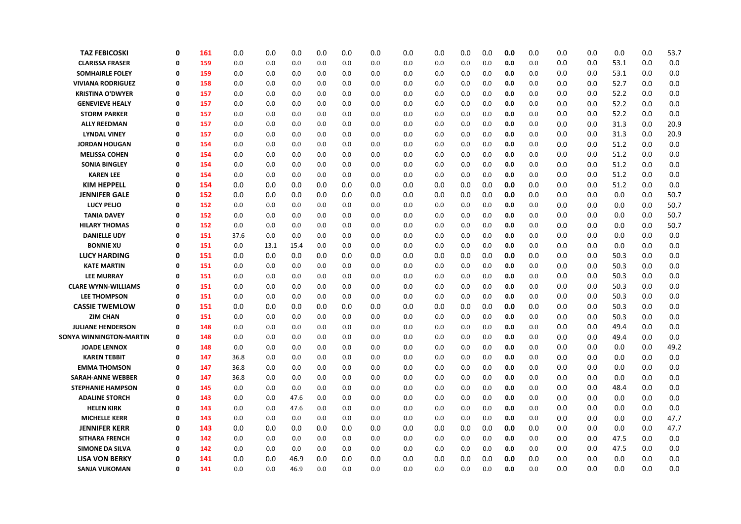| | | | | | | | | | | | | | | | | | | | | |
|---|---|---|---|---|---|---|---|---|---|---|---|---|---|---|---|---|---|---|---|---|
| TAZ FEBICOSKI | 0 | 161 | 0.0 | 0.0 | 0.0 | 0.0 | 0.0 | 0.0 | 0.0 | 0.0 | 0.0 | 0.0 | 0.0 | 0.0 | 0.0 | 0.0 | 0.0 | 0.0 | 53.7 |
| CLARISSA FRASER | 0 | 159 | 0.0 | 0.0 | 0.0 | 0.0 | 0.0 | 0.0 | 0.0 | 0.0 | 0.0 | 0.0 | 0.0 | 0.0 | 0.0 | 0.0 | 53.1 | 0.0 | 0.0 |
| SOMHAIRLE FOLEY | 0 | 159 | 0.0 | 0.0 | 0.0 | 0.0 | 0.0 | 0.0 | 0.0 | 0.0 | 0.0 | 0.0 | 0.0 | 0.0 | 0.0 | 0.0 | 53.1 | 0.0 | 0.0 |
| VIVIANA RODRIGUEZ | 0 | 158 | 0.0 | 0.0 | 0.0 | 0.0 | 0.0 | 0.0 | 0.0 | 0.0 | 0.0 | 0.0 | 0.0 | 0.0 | 0.0 | 0.0 | 52.7 | 0.0 | 0.0 |
| KRISTINA O'DWYER | 0 | 157 | 0.0 | 0.0 | 0.0 | 0.0 | 0.0 | 0.0 | 0.0 | 0.0 | 0.0 | 0.0 | 0.0 | 0.0 | 0.0 | 0.0 | 52.2 | 0.0 | 0.0 |
| GENEVIEVE HEALY | 0 | 157 | 0.0 | 0.0 | 0.0 | 0.0 | 0.0 | 0.0 | 0.0 | 0.0 | 0.0 | 0.0 | 0.0 | 0.0 | 0.0 | 0.0 | 52.2 | 0.0 | 0.0 |
| STORM PARKER | 0 | 157 | 0.0 | 0.0 | 0.0 | 0.0 | 0.0 | 0.0 | 0.0 | 0.0 | 0.0 | 0.0 | 0.0 | 0.0 | 0.0 | 0.0 | 52.2 | 0.0 | 0.0 |
| ALLY REEDMAN | 0 | 157 | 0.0 | 0.0 | 0.0 | 0.0 | 0.0 | 0.0 | 0.0 | 0.0 | 0.0 | 0.0 | 0.0 | 0.0 | 0.0 | 0.0 | 31.3 | 0.0 | 20.9 |
| LYNDAL VINEY | 0 | 157 | 0.0 | 0.0 | 0.0 | 0.0 | 0.0 | 0.0 | 0.0 | 0.0 | 0.0 | 0.0 | 0.0 | 0.0 | 0.0 | 0.0 | 31.3 | 0.0 | 20.9 |
| JORDAN HOUGAN | 0 | 154 | 0.0 | 0.0 | 0.0 | 0.0 | 0.0 | 0.0 | 0.0 | 0.0 | 0.0 | 0.0 | 0.0 | 0.0 | 0.0 | 0.0 | 51.2 | 0.0 | 0.0 |
| MELISSA COHEN | 0 | 154 | 0.0 | 0.0 | 0.0 | 0.0 | 0.0 | 0.0 | 0.0 | 0.0 | 0.0 | 0.0 | 0.0 | 0.0 | 0.0 | 0.0 | 51.2 | 0.0 | 0.0 |
| SONIA BINGLEY | 0 | 154 | 0.0 | 0.0 | 0.0 | 0.0 | 0.0 | 0.0 | 0.0 | 0.0 | 0.0 | 0.0 | 0.0 | 0.0 | 0.0 | 0.0 | 51.2 | 0.0 | 0.0 |
| KAREN LEE | 0 | 154 | 0.0 | 0.0 | 0.0 | 0.0 | 0.0 | 0.0 | 0.0 | 0.0 | 0.0 | 0.0 | 0.0 | 0.0 | 0.0 | 0.0 | 51.2 | 0.0 | 0.0 |
| KIM HEPPELL | 0 | 154 | 0.0 | 0.0 | 0.0 | 0.0 | 0.0 | 0.0 | 0.0 | 0.0 | 0.0 | 0.0 | 0.0 | 0.0 | 0.0 | 0.0 | 51.2 | 0.0 | 0.0 |
| JENNIFER GALE | 0 | 152 | 0.0 | 0.0 | 0.0 | 0.0 | 0.0 | 0.0 | 0.0 | 0.0 | 0.0 | 0.0 | 0.0 | 0.0 | 0.0 | 0.0 | 0.0 | 0.0 | 50.7 |
| LUCY PELJO | 0 | 152 | 0.0 | 0.0 | 0.0 | 0.0 | 0.0 | 0.0 | 0.0 | 0.0 | 0.0 | 0.0 | 0.0 | 0.0 | 0.0 | 0.0 | 0.0 | 0.0 | 50.7 |
| TANIA DAVEY | 0 | 152 | 0.0 | 0.0 | 0.0 | 0.0 | 0.0 | 0.0 | 0.0 | 0.0 | 0.0 | 0.0 | 0.0 | 0.0 | 0.0 | 0.0 | 0.0 | 0.0 | 50.7 |
| HILARY THOMAS | 0 | 152 | 0.0 | 0.0 | 0.0 | 0.0 | 0.0 | 0.0 | 0.0 | 0.0 | 0.0 | 0.0 | 0.0 | 0.0 | 0.0 | 0.0 | 0.0 | 0.0 | 50.7 |
| DANIELLE UDY | 0 | 151 | 37.6 | 0.0 | 0.0 | 0.0 | 0.0 | 0.0 | 0.0 | 0.0 | 0.0 | 0.0 | 0.0 | 0.0 | 0.0 | 0.0 | 0.0 | 0.0 | 0.0 |
| BONNIE XU | 0 | 151 | 0.0 | 13.1 | 15.4 | 0.0 | 0.0 | 0.0 | 0.0 | 0.0 | 0.0 | 0.0 | 0.0 | 0.0 | 0.0 | 0.0 | 0.0 | 0.0 | 0.0 |
| LUCY HARDING | 0 | 151 | 0.0 | 0.0 | 0.0 | 0.0 | 0.0 | 0.0 | 0.0 | 0.0 | 0.0 | 0.0 | 0.0 | 0.0 | 0.0 | 0.0 | 50.3 | 0.0 | 0.0 |
| KATE MARTIN | 0 | 151 | 0.0 | 0.0 | 0.0 | 0.0 | 0.0 | 0.0 | 0.0 | 0.0 | 0.0 | 0.0 | 0.0 | 0.0 | 0.0 | 0.0 | 50.3 | 0.0 | 0.0 |
| LEE MURRAY | 0 | 151 | 0.0 | 0.0 | 0.0 | 0.0 | 0.0 | 0.0 | 0.0 | 0.0 | 0.0 | 0.0 | 0.0 | 0.0 | 0.0 | 0.0 | 50.3 | 0.0 | 0.0 |
| CLARE WYNN-WILLIAMS | 0 | 151 | 0.0 | 0.0 | 0.0 | 0.0 | 0.0 | 0.0 | 0.0 | 0.0 | 0.0 | 0.0 | 0.0 | 0.0 | 0.0 | 0.0 | 50.3 | 0.0 | 0.0 |
| LEE THOMPSON | 0 | 151 | 0.0 | 0.0 | 0.0 | 0.0 | 0.0 | 0.0 | 0.0 | 0.0 | 0.0 | 0.0 | 0.0 | 0.0 | 0.0 | 0.0 | 50.3 | 0.0 | 0.0 |
| CASSIE TWEMLOW | 0 | 151 | 0.0 | 0.0 | 0.0 | 0.0 | 0.0 | 0.0 | 0.0 | 0.0 | 0.0 | 0.0 | 0.0 | 0.0 | 0.0 | 0.0 | 50.3 | 0.0 | 0.0 |
| ZIM CHAN | 0 | 151 | 0.0 | 0.0 | 0.0 | 0.0 | 0.0 | 0.0 | 0.0 | 0.0 | 0.0 | 0.0 | 0.0 | 0.0 | 0.0 | 0.0 | 50.3 | 0.0 | 0.0 |
| JULIANE HENDERSON | 0 | 148 | 0.0 | 0.0 | 0.0 | 0.0 | 0.0 | 0.0 | 0.0 | 0.0 | 0.0 | 0.0 | 0.0 | 0.0 | 0.0 | 0.0 | 49.4 | 0.0 | 0.0 |
| SONYA WINNINGTON-MARTIN | 0 | 148 | 0.0 | 0.0 | 0.0 | 0.0 | 0.0 | 0.0 | 0.0 | 0.0 | 0.0 | 0.0 | 0.0 | 0.0 | 0.0 | 0.0 | 49.4 | 0.0 | 0.0 |
| JOADE LENNOX | 0 | 148 | 0.0 | 0.0 | 0.0 | 0.0 | 0.0 | 0.0 | 0.0 | 0.0 | 0.0 | 0.0 | 0.0 | 0.0 | 0.0 | 0.0 | 0.0 | 0.0 | 49.2 |
| KAREN TEBBIT | 0 | 147 | 36.8 | 0.0 | 0.0 | 0.0 | 0.0 | 0.0 | 0.0 | 0.0 | 0.0 | 0.0 | 0.0 | 0.0 | 0.0 | 0.0 | 0.0 | 0.0 | 0.0 |
| EMMA THOMSON | 0 | 147 | 36.8 | 0.0 | 0.0 | 0.0 | 0.0 | 0.0 | 0.0 | 0.0 | 0.0 | 0.0 | 0.0 | 0.0 | 0.0 | 0.0 | 0.0 | 0.0 | 0.0 |
| SARAH-ANNE WEBBER | 0 | 147 | 36.8 | 0.0 | 0.0 | 0.0 | 0.0 | 0.0 | 0.0 | 0.0 | 0.0 | 0.0 | 0.0 | 0.0 | 0.0 | 0.0 | 0.0 | 0.0 | 0.0 |
| STEPHANIE HAMPSON | 0 | 145 | 0.0 | 0.0 | 0.0 | 0.0 | 0.0 | 0.0 | 0.0 | 0.0 | 0.0 | 0.0 | 0.0 | 0.0 | 0.0 | 0.0 | 48.4 | 0.0 | 0.0 |
| ADALINE STORCH | 0 | 143 | 0.0 | 0.0 | 47.6 | 0.0 | 0.0 | 0.0 | 0.0 | 0.0 | 0.0 | 0.0 | 0.0 | 0.0 | 0.0 | 0.0 | 0.0 | 0.0 | 0.0 |
| HELEN KIRK | 0 | 143 | 0.0 | 0.0 | 47.6 | 0.0 | 0.0 | 0.0 | 0.0 | 0.0 | 0.0 | 0.0 | 0.0 | 0.0 | 0.0 | 0.0 | 0.0 | 0.0 | 0.0 |
| MICHELLE KERR | 0 | 143 | 0.0 | 0.0 | 0.0 | 0.0 | 0.0 | 0.0 | 0.0 | 0.0 | 0.0 | 0.0 | 0.0 | 0.0 | 0.0 | 0.0 | 0.0 | 0.0 | 47.7 |
| JENNIFER KERR | 0 | 143 | 0.0 | 0.0 | 0.0 | 0.0 | 0.0 | 0.0 | 0.0 | 0.0 | 0.0 | 0.0 | 0.0 | 0.0 | 0.0 | 0.0 | 0.0 | 0.0 | 47.7 |
| SITHARA FRENCH | 0 | 142 | 0.0 | 0.0 | 0.0 | 0.0 | 0.0 | 0.0 | 0.0 | 0.0 | 0.0 | 0.0 | 0.0 | 0.0 | 0.0 | 0.0 | 47.5 | 0.0 | 0.0 |
| SIMONE DA SILVA | 0 | 142 | 0.0 | 0.0 | 0.0 | 0.0 | 0.0 | 0.0 | 0.0 | 0.0 | 0.0 | 0.0 | 0.0 | 0.0 | 0.0 | 0.0 | 47.5 | 0.0 | 0.0 |
| LISA VON BERKY | 0 | 141 | 0.0 | 0.0 | 46.9 | 0.0 | 0.0 | 0.0 | 0.0 | 0.0 | 0.0 | 0.0 | 0.0 | 0.0 | 0.0 | 0.0 | 0.0 | 0.0 | 0.0 |
| SANJA VUKOMAN | 0 | 141 | 0.0 | 0.0 | 46.9 | 0.0 | 0.0 | 0.0 | 0.0 | 0.0 | 0.0 | 0.0 | 0.0 | 0.0 | 0.0 | 0.0 | 0.0 | 0.0 | 0.0 |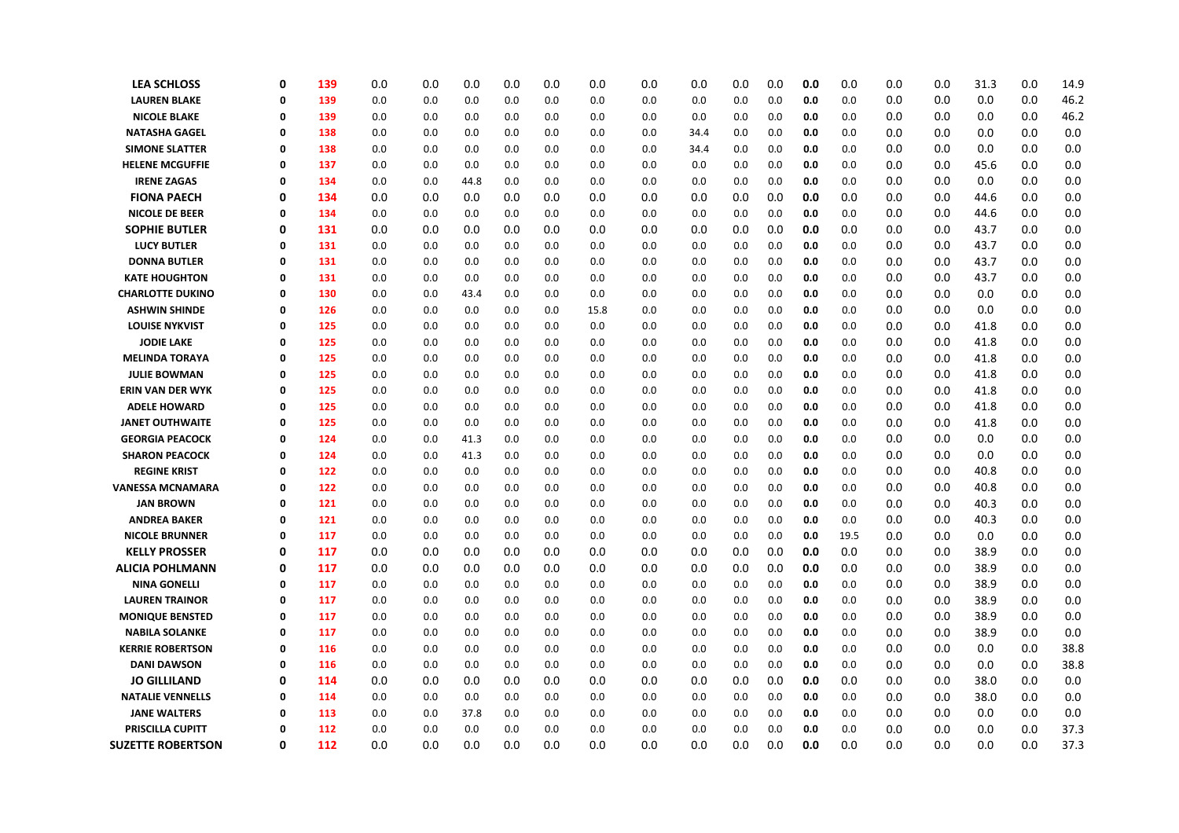| | | | | | | | | | | | | | | | | | | | |
|---|---|---|---|---|---|---|---|---|---|---|---|---|---|---|---|---|---|---|---|
| **LEA SCHLOSS** | **0** | **139** | 0.0 | 0.0 | 0.0 | 0.0 | 0.0 | 0.0 | 0.0 | 0.0 | 0.0 | 0.0 | **0.0** | 0.0 | 0.0 | 0.0 | 31.3 | 0.0 | 14.9 |
| **LAUREN BLAKE** | **0** | **139** | 0.0 | 0.0 | 0.0 | 0.0 | 0.0 | 0.0 | 0.0 | 0.0 | 0.0 | 0.0 | **0.0** | 0.0 | 0.0 | 0.0 | 0.0 | 0.0 | 46.2 |
| **NICOLE BLAKE** | **0** | **139** | 0.0 | 0.0 | 0.0 | 0.0 | 0.0 | 0.0 | 0.0 | 0.0 | 0.0 | 0.0 | **0.0** | 0.0 | 0.0 | 0.0 | 0.0 | 0.0 | 46.2 |
| **NATASHA GAGEL** | **0** | **138** | 0.0 | 0.0 | 0.0 | 0.0 | 0.0 | 0.0 | 0.0 | 34.4 | 0.0 | 0.0 | **0.0** | 0.0 | 0.0 | 0.0 | 0.0 | 0.0 | 0.0 |
| **SIMONE SLATTER** | **0** | **138** | 0.0 | 0.0 | 0.0 | 0.0 | 0.0 | 0.0 | 0.0 | 34.4 | 0.0 | 0.0 | **0.0** | 0.0 | 0.0 | 0.0 | 0.0 | 0.0 | 0.0 |
| **HELENE MCGUFFIE** | **0** | **137** | 0.0 | 0.0 | 0.0 | 0.0 | 0.0 | 0.0 | 0.0 | 0.0 | 0.0 | 0.0 | **0.0** | 0.0 | 0.0 | 0.0 | 45.6 | 0.0 | 0.0 |
| **IRENE ZAGAS** | **0** | **134** | 0.0 | 0.0 | 44.8 | 0.0 | 0.0 | 0.0 | 0.0 | 0.0 | 0.0 | 0.0 | **0.0** | 0.0 | 0.0 | 0.0 | 0.0 | 0.0 | 0.0 |
| **FIONA PAECH** | **0** | **134** | 0.0 | 0.0 | 0.0 | 0.0 | 0.0 | 0.0 | 0.0 | 0.0 | 0.0 | 0.0 | **0.0** | 0.0 | 0.0 | 0.0 | 44.6 | 0.0 | 0.0 |
| **NICOLE DE BEER** | **0** | **134** | 0.0 | 0.0 | 0.0 | 0.0 | 0.0 | 0.0 | 0.0 | 0.0 | 0.0 | 0.0 | **0.0** | 0.0 | 0.0 | 0.0 | 44.6 | 0.0 | 0.0 |
| **SOPHIE BUTLER** | **0** | **131** | 0.0 | 0.0 | 0.0 | 0.0 | 0.0 | 0.0 | 0.0 | 0.0 | 0.0 | 0.0 | **0.0** | 0.0 | 0.0 | 0.0 | 43.7 | 0.0 | 0.0 |
| **LUCY BUTLER** | **0** | **131** | 0.0 | 0.0 | 0.0 | 0.0 | 0.0 | 0.0 | 0.0 | 0.0 | 0.0 | 0.0 | **0.0** | 0.0 | 0.0 | 0.0 | 43.7 | 0.0 | 0.0 |
| **DONNA BUTLER** | **0** | **131** | 0.0 | 0.0 | 0.0 | 0.0 | 0.0 | 0.0 | 0.0 | 0.0 | 0.0 | 0.0 | **0.0** | 0.0 | 0.0 | 0.0 | 43.7 | 0.0 | 0.0 |
| **KATE HOUGHTON** | **0** | **131** | 0.0 | 0.0 | 0.0 | 0.0 | 0.0 | 0.0 | 0.0 | 0.0 | 0.0 | 0.0 | **0.0** | 0.0 | 0.0 | 0.0 | 43.7 | 0.0 | 0.0 |
| **CHARLOTTE DUKINO** | **0** | **130** | 0.0 | 0.0 | 43.4 | 0.0 | 0.0 | 0.0 | 0.0 | 0.0 | 0.0 | 0.0 | **0.0** | 0.0 | 0.0 | 0.0 | 0.0 | 0.0 | 0.0 |
| **ASHWIN SHINDE** | **0** | **126** | 0.0 | 0.0 | 0.0 | 0.0 | 0.0 | 15.8 | 0.0 | 0.0 | 0.0 | 0.0 | **0.0** | 0.0 | 0.0 | 0.0 | 0.0 | 0.0 | 0.0 |
| **LOUISE NYKVIST** | **0** | **125** | 0.0 | 0.0 | 0.0 | 0.0 | 0.0 | 0.0 | 0.0 | 0.0 | 0.0 | 0.0 | **0.0** | 0.0 | 0.0 | 0.0 | 41.8 | 0.0 | 0.0 |
| **JODIE LAKE** | **0** | **125** | 0.0 | 0.0 | 0.0 | 0.0 | 0.0 | 0.0 | 0.0 | 0.0 | 0.0 | 0.0 | **0.0** | 0.0 | 0.0 | 0.0 | 41.8 | 0.0 | 0.0 |
| **MELINDA TORAYA** | **0** | **125** | 0.0 | 0.0 | 0.0 | 0.0 | 0.0 | 0.0 | 0.0 | 0.0 | 0.0 | 0.0 | **0.0** | 0.0 | 0.0 | 0.0 | 41.8 | 0.0 | 0.0 |
| **JULIE BOWMAN** | **0** | **125** | 0.0 | 0.0 | 0.0 | 0.0 | 0.0 | 0.0 | 0.0 | 0.0 | 0.0 | 0.0 | **0.0** | 0.0 | 0.0 | 0.0 | 41.8 | 0.0 | 0.0 |
| **ERIN VAN DER WYK** | **0** | **125** | 0.0 | 0.0 | 0.0 | 0.0 | 0.0 | 0.0 | 0.0 | 0.0 | 0.0 | 0.0 | **0.0** | 0.0 | 0.0 | 0.0 | 41.8 | 0.0 | 0.0 |
| **ADELE HOWARD** | **0** | **125** | 0.0 | 0.0 | 0.0 | 0.0 | 0.0 | 0.0 | 0.0 | 0.0 | 0.0 | 0.0 | **0.0** | 0.0 | 0.0 | 0.0 | 41.8 | 0.0 | 0.0 |
| **JANET OUTHWAITE** | **0** | **125** | 0.0 | 0.0 | 0.0 | 0.0 | 0.0 | 0.0 | 0.0 | 0.0 | 0.0 | 0.0 | **0.0** | 0.0 | 0.0 | 0.0 | 41.8 | 0.0 | 0.0 |
| **GEORGIA PEACOCK** | **0** | **124** | 0.0 | 0.0 | 41.3 | 0.0 | 0.0 | 0.0 | 0.0 | 0.0 | 0.0 | 0.0 | **0.0** | 0.0 | 0.0 | 0.0 | 0.0 | 0.0 | 0.0 |
| **SHARON PEACOCK** | **0** | **124** | 0.0 | 0.0 | 41.3 | 0.0 | 0.0 | 0.0 | 0.0 | 0.0 | 0.0 | 0.0 | **0.0** | 0.0 | 0.0 | 0.0 | 0.0 | 0.0 | 0.0 |
| **REGINE KRIST** | **0** | **122** | 0.0 | 0.0 | 0.0 | 0.0 | 0.0 | 0.0 | 0.0 | 0.0 | 0.0 | 0.0 | **0.0** | 0.0 | 0.0 | 0.0 | 40.8 | 0.0 | 0.0 |
| **VANESSA MCNAMARA** | **0** | **122** | 0.0 | 0.0 | 0.0 | 0.0 | 0.0 | 0.0 | 0.0 | 0.0 | 0.0 | 0.0 | **0.0** | 0.0 | 0.0 | 0.0 | 40.8 | 0.0 | 0.0 |
| **JAN BROWN** | **0** | **121** | 0.0 | 0.0 | 0.0 | 0.0 | 0.0 | 0.0 | 0.0 | 0.0 | 0.0 | 0.0 | **0.0** | 0.0 | 0.0 | 0.0 | 40.3 | 0.0 | 0.0 |
| **ANDREA BAKER** | **0** | **121** | 0.0 | 0.0 | 0.0 | 0.0 | 0.0 | 0.0 | 0.0 | 0.0 | 0.0 | 0.0 | **0.0** | 0.0 | 0.0 | 0.0 | 40.3 | 0.0 | 0.0 |
| **NICOLE BRUNNER** | **0** | **117** | 0.0 | 0.0 | 0.0 | 0.0 | 0.0 | 0.0 | 0.0 | 0.0 | 0.0 | 0.0 | **0.0** | 19.5 | 0.0 | 0.0 | 0.0 | 0.0 | 0.0 |
| **KELLY PROSSER** | **0** | **117** | 0.0 | 0.0 | 0.0 | 0.0 | 0.0 | 0.0 | 0.0 | 0.0 | 0.0 | 0.0 | **0.0** | 0.0 | 0.0 | 0.0 | 38.9 | 0.0 | 0.0 |
| **ALICIA POHLMANN** | **0** | **117** | 0.0 | 0.0 | 0.0 | 0.0 | 0.0 | 0.0 | 0.0 | 0.0 | 0.0 | 0.0 | **0.0** | 0.0 | 0.0 | 0.0 | 38.9 | 0.0 | 0.0 |
| **NINA GONELLI** | **0** | **117** | 0.0 | 0.0 | 0.0 | 0.0 | 0.0 | 0.0 | 0.0 | 0.0 | 0.0 | 0.0 | **0.0** | 0.0 | 0.0 | 0.0 | 38.9 | 0.0 | 0.0 |
| **LAUREN TRAINOR** | **0** | **117** | 0.0 | 0.0 | 0.0 | 0.0 | 0.0 | 0.0 | 0.0 | 0.0 | 0.0 | 0.0 | **0.0** | 0.0 | 0.0 | 0.0 | 38.9 | 0.0 | 0.0 |
| **MONIQUE BENSTED** | **0** | **117** | 0.0 | 0.0 | 0.0 | 0.0 | 0.0 | 0.0 | 0.0 | 0.0 | 0.0 | 0.0 | **0.0** | 0.0 | 0.0 | 0.0 | 38.9 | 0.0 | 0.0 |
| **NABILA SOLANKE** | **0** | **117** | 0.0 | 0.0 | 0.0 | 0.0 | 0.0 | 0.0 | 0.0 | 0.0 | 0.0 | 0.0 | **0.0** | 0.0 | 0.0 | 0.0 | 38.9 | 0.0 | 0.0 |
| **KERRIE ROBERTSON** | **0** | **116** | 0.0 | 0.0 | 0.0 | 0.0 | 0.0 | 0.0 | 0.0 | 0.0 | 0.0 | 0.0 | **0.0** | 0.0 | 0.0 | 0.0 | 0.0 | 0.0 | 38.8 |
| **DANI DAWSON** | **0** | **116** | 0.0 | 0.0 | 0.0 | 0.0 | 0.0 | 0.0 | 0.0 | 0.0 | 0.0 | 0.0 | **0.0** | 0.0 | 0.0 | 0.0 | 0.0 | 0.0 | 38.8 |
| **JO GILLILAND** | **0** | **114** | 0.0 | 0.0 | 0.0 | 0.0 | 0.0 | 0.0 | 0.0 | 0.0 | 0.0 | 0.0 | **0.0** | 0.0 | 0.0 | 0.0 | 38.0 | 0.0 | 0.0 |
| **NATALIE VENNELLS** | **0** | **114** | 0.0 | 0.0 | 0.0 | 0.0 | 0.0 | 0.0 | 0.0 | 0.0 | 0.0 | 0.0 | **0.0** | 0.0 | 0.0 | 0.0 | 38.0 | 0.0 | 0.0 |
| **JANE WALTERS** | **0** | **113** | 0.0 | 0.0 | 37.8 | 0.0 | 0.0 | 0.0 | 0.0 | 0.0 | 0.0 | 0.0 | **0.0** | 0.0 | 0.0 | 0.0 | 0.0 | 0.0 | 0.0 |
| **PRISCILLA CUPITT** | **0** | **112** | 0.0 | 0.0 | 0.0 | 0.0 | 0.0 | 0.0 | 0.0 | 0.0 | 0.0 | 0.0 | **0.0** | 0.0 | 0.0 | 0.0 | 0.0 | 0.0 | 37.3 |
| **SUZETTE ROBERTSON** | **0** | **112** | 0.0 | 0.0 | 0.0 | 0.0 | 0.0 | 0.0 | 0.0 | 0.0 | 0.0 | 0.0 | **0.0** | 0.0 | 0.0 | 0.0 | 0.0 | 0.0 | 37.3 |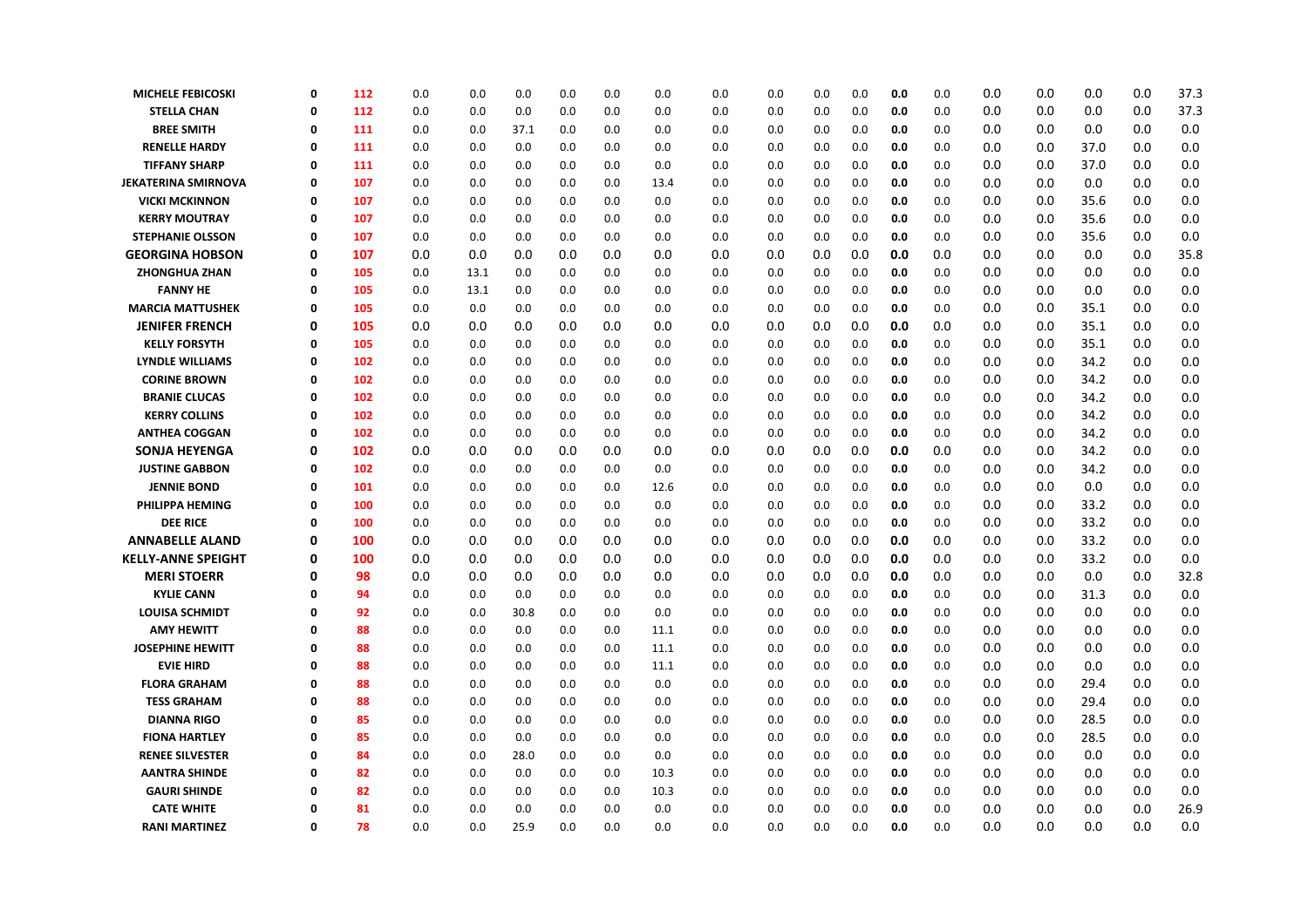| | | | | | | | | | | | | | | | | | | | | |
|---|---|---|---|---|---|---|---|---|---|---|---|---|---|---|---|---|---|---|---|---|
| MICHELE FEBICOSKI | 0 | 112 | 0.0 | 0.0 | 0.0 | 0.0 | 0.0 | 0.0 | 0.0 | 0.0 | 0.0 | 0.0 | 0.0 | 0.0 | 0.0 | 0.0 | 0.0 | 0.0 | 37.3 |
| STELLA CHAN | 0 | 112 | 0.0 | 0.0 | 0.0 | 0.0 | 0.0 | 0.0 | 0.0 | 0.0 | 0.0 | 0.0 | 0.0 | 0.0 | 0.0 | 0.0 | 0.0 | 0.0 | 37.3 |
| BREE SMITH | 0 | 111 | 0.0 | 0.0 | 37.1 | 0.0 | 0.0 | 0.0 | 0.0 | 0.0 | 0.0 | 0.0 | 0.0 | 0.0 | 0.0 | 0.0 | 0.0 | 0.0 | 0.0 |
| RENELLE HARDY | 0 | 111 | 0.0 | 0.0 | 0.0 | 0.0 | 0.0 | 0.0 | 0.0 | 0.0 | 0.0 | 0.0 | 0.0 | 0.0 | 0.0 | 0.0 | 37.0 | 0.0 | 0.0 |
| TIFFANY SHARP | 0 | 111 | 0.0 | 0.0 | 0.0 | 0.0 | 0.0 | 0.0 | 0.0 | 0.0 | 0.0 | 0.0 | 0.0 | 0.0 | 0.0 | 0.0 | 37.0 | 0.0 | 0.0 |
| JEKATERINA SMIRNOVA | 0 | 107 | 0.0 | 0.0 | 0.0 | 0.0 | 0.0 | 13.4 | 0.0 | 0.0 | 0.0 | 0.0 | 0.0 | 0.0 | 0.0 | 0.0 | 0.0 | 0.0 | 0.0 |
| VICKI MCKINNON | 0 | 107 | 0.0 | 0.0 | 0.0 | 0.0 | 0.0 | 0.0 | 0.0 | 0.0 | 0.0 | 0.0 | 0.0 | 0.0 | 0.0 | 0.0 | 35.6 | 0.0 | 0.0 |
| KERRY MOUTRAY | 0 | 107 | 0.0 | 0.0 | 0.0 | 0.0 | 0.0 | 0.0 | 0.0 | 0.0 | 0.0 | 0.0 | 0.0 | 0.0 | 0.0 | 0.0 | 35.6 | 0.0 | 0.0 |
| STEPHANIE OLSSON | 0 | 107 | 0.0 | 0.0 | 0.0 | 0.0 | 0.0 | 0.0 | 0.0 | 0.0 | 0.0 | 0.0 | 0.0 | 0.0 | 0.0 | 0.0 | 35.6 | 0.0 | 0.0 |
| GEORGINA HOBSON | 0 | 107 | 0.0 | 0.0 | 0.0 | 0.0 | 0.0 | 0.0 | 0.0 | 0.0 | 0.0 | 0.0 | 0.0 | 0.0 | 0.0 | 0.0 | 0.0 | 0.0 | 35.8 |
| ZHONGHUA ZHAN | 0 | 105 | 0.0 | 13.1 | 0.0 | 0.0 | 0.0 | 0.0 | 0.0 | 0.0 | 0.0 | 0.0 | 0.0 | 0.0 | 0.0 | 0.0 | 0.0 | 0.0 | 0.0 |
| FANNY HE | 0 | 105 | 0.0 | 13.1 | 0.0 | 0.0 | 0.0 | 0.0 | 0.0 | 0.0 | 0.0 | 0.0 | 0.0 | 0.0 | 0.0 | 0.0 | 0.0 | 0.0 | 0.0 |
| MARCIA MATTUSHEK | 0 | 105 | 0.0 | 0.0 | 0.0 | 0.0 | 0.0 | 0.0 | 0.0 | 0.0 | 0.0 | 0.0 | 0.0 | 0.0 | 0.0 | 0.0 | 35.1 | 0.0 | 0.0 |
| JENIFER FRENCH | 0 | 105 | 0.0 | 0.0 | 0.0 | 0.0 | 0.0 | 0.0 | 0.0 | 0.0 | 0.0 | 0.0 | 0.0 | 0.0 | 0.0 | 0.0 | 35.1 | 0.0 | 0.0 |
| KELLY FORSYTH | 0 | 105 | 0.0 | 0.0 | 0.0 | 0.0 | 0.0 | 0.0 | 0.0 | 0.0 | 0.0 | 0.0 | 0.0 | 0.0 | 0.0 | 0.0 | 35.1 | 0.0 | 0.0 |
| LYNDLE WILLIAMS | 0 | 102 | 0.0 | 0.0 | 0.0 | 0.0 | 0.0 | 0.0 | 0.0 | 0.0 | 0.0 | 0.0 | 0.0 | 0.0 | 0.0 | 0.0 | 34.2 | 0.0 | 0.0 |
| CORINE BROWN | 0 | 102 | 0.0 | 0.0 | 0.0 | 0.0 | 0.0 | 0.0 | 0.0 | 0.0 | 0.0 | 0.0 | 0.0 | 0.0 | 0.0 | 0.0 | 34.2 | 0.0 | 0.0 |
| BRANIE CLUCAS | 0 | 102 | 0.0 | 0.0 | 0.0 | 0.0 | 0.0 | 0.0 | 0.0 | 0.0 | 0.0 | 0.0 | 0.0 | 0.0 | 0.0 | 0.0 | 34.2 | 0.0 | 0.0 |
| KERRY COLLINS | 0 | 102 | 0.0 | 0.0 | 0.0 | 0.0 | 0.0 | 0.0 | 0.0 | 0.0 | 0.0 | 0.0 | 0.0 | 0.0 | 0.0 | 0.0 | 34.2 | 0.0 | 0.0 |
| ANTHEA COGGAN | 0 | 102 | 0.0 | 0.0 | 0.0 | 0.0 | 0.0 | 0.0 | 0.0 | 0.0 | 0.0 | 0.0 | 0.0 | 0.0 | 0.0 | 0.0 | 34.2 | 0.0 | 0.0 |
| SONJA HEYENGA | 0 | 102 | 0.0 | 0.0 | 0.0 | 0.0 | 0.0 | 0.0 | 0.0 | 0.0 | 0.0 | 0.0 | 0.0 | 0.0 | 0.0 | 0.0 | 34.2 | 0.0 | 0.0 |
| JUSTINE GABBON | 0 | 102 | 0.0 | 0.0 | 0.0 | 0.0 | 0.0 | 0.0 | 0.0 | 0.0 | 0.0 | 0.0 | 0.0 | 0.0 | 0.0 | 0.0 | 34.2 | 0.0 | 0.0 |
| JENNIE BOND | 0 | 101 | 0.0 | 0.0 | 0.0 | 0.0 | 0.0 | 12.6 | 0.0 | 0.0 | 0.0 | 0.0 | 0.0 | 0.0 | 0.0 | 0.0 | 0.0 | 0.0 | 0.0 |
| PHILIPPA HEMING | 0 | 100 | 0.0 | 0.0 | 0.0 | 0.0 | 0.0 | 0.0 | 0.0 | 0.0 | 0.0 | 0.0 | 0.0 | 0.0 | 0.0 | 0.0 | 33.2 | 0.0 | 0.0 |
| DEE RICE | 0 | 100 | 0.0 | 0.0 | 0.0 | 0.0 | 0.0 | 0.0 | 0.0 | 0.0 | 0.0 | 0.0 | 0.0 | 0.0 | 0.0 | 0.0 | 33.2 | 0.0 | 0.0 |
| ANNABELLE ALAND | 0 | 100 | 0.0 | 0.0 | 0.0 | 0.0 | 0.0 | 0.0 | 0.0 | 0.0 | 0.0 | 0.0 | 0.0 | 0.0 | 0.0 | 0.0 | 33.2 | 0.0 | 0.0 |
| KELLY-ANNE SPEIGHT | 0 | 100 | 0.0 | 0.0 | 0.0 | 0.0 | 0.0 | 0.0 | 0.0 | 0.0 | 0.0 | 0.0 | 0.0 | 0.0 | 0.0 | 0.0 | 33.2 | 0.0 | 0.0 |
| MERI STOERR | 0 | 98 | 0.0 | 0.0 | 0.0 | 0.0 | 0.0 | 0.0 | 0.0 | 0.0 | 0.0 | 0.0 | 0.0 | 0.0 | 0.0 | 0.0 | 0.0 | 0.0 | 32.8 |
| KYLIE CANN | 0 | 94 | 0.0 | 0.0 | 0.0 | 0.0 | 0.0 | 0.0 | 0.0 | 0.0 | 0.0 | 0.0 | 0.0 | 0.0 | 0.0 | 0.0 | 31.3 | 0.0 | 0.0 |
| LOUISA SCHMIDT | 0 | 92 | 0.0 | 0.0 | 30.8 | 0.0 | 0.0 | 0.0 | 0.0 | 0.0 | 0.0 | 0.0 | 0.0 | 0.0 | 0.0 | 0.0 | 0.0 | 0.0 | 0.0 |
| AMY HEWITT | 0 | 88 | 0.0 | 0.0 | 0.0 | 0.0 | 0.0 | 11.1 | 0.0 | 0.0 | 0.0 | 0.0 | 0.0 | 0.0 | 0.0 | 0.0 | 0.0 | 0.0 | 0.0 |
| JOSEPHINE HEWITT | 0 | 88 | 0.0 | 0.0 | 0.0 | 0.0 | 0.0 | 11.1 | 0.0 | 0.0 | 0.0 | 0.0 | 0.0 | 0.0 | 0.0 | 0.0 | 0.0 | 0.0 | 0.0 |
| EVIE HIRD | 0 | 88 | 0.0 | 0.0 | 0.0 | 0.0 | 0.0 | 11.1 | 0.0 | 0.0 | 0.0 | 0.0 | 0.0 | 0.0 | 0.0 | 0.0 | 0.0 | 0.0 | 0.0 |
| FLORA GRAHAM | 0 | 88 | 0.0 | 0.0 | 0.0 | 0.0 | 0.0 | 0.0 | 0.0 | 0.0 | 0.0 | 0.0 | 0.0 | 0.0 | 0.0 | 0.0 | 29.4 | 0.0 | 0.0 |
| TESS GRAHAM | 0 | 88 | 0.0 | 0.0 | 0.0 | 0.0 | 0.0 | 0.0 | 0.0 | 0.0 | 0.0 | 0.0 | 0.0 | 0.0 | 0.0 | 0.0 | 29.4 | 0.0 | 0.0 |
| DIANNA RIGO | 0 | 85 | 0.0 | 0.0 | 0.0 | 0.0 | 0.0 | 0.0 | 0.0 | 0.0 | 0.0 | 0.0 | 0.0 | 0.0 | 0.0 | 0.0 | 28.5 | 0.0 | 0.0 |
| FIONA HARTLEY | 0 | 85 | 0.0 | 0.0 | 0.0 | 0.0 | 0.0 | 0.0 | 0.0 | 0.0 | 0.0 | 0.0 | 0.0 | 0.0 | 0.0 | 0.0 | 28.5 | 0.0 | 0.0 |
| RENEE SILVESTER | 0 | 84 | 0.0 | 0.0 | 28.0 | 0.0 | 0.0 | 0.0 | 0.0 | 0.0 | 0.0 | 0.0 | 0.0 | 0.0 | 0.0 | 0.0 | 0.0 | 0.0 | 0.0 |
| AANTRA SHINDE | 0 | 82 | 0.0 | 0.0 | 0.0 | 0.0 | 0.0 | 10.3 | 0.0 | 0.0 | 0.0 | 0.0 | 0.0 | 0.0 | 0.0 | 0.0 | 0.0 | 0.0 | 0.0 |
| GAURI SHINDE | 0 | 82 | 0.0 | 0.0 | 0.0 | 0.0 | 0.0 | 10.3 | 0.0 | 0.0 | 0.0 | 0.0 | 0.0 | 0.0 | 0.0 | 0.0 | 0.0 | 0.0 | 0.0 |
| CATE WHITE | 0 | 81 | 0.0 | 0.0 | 0.0 | 0.0 | 0.0 | 0.0 | 0.0 | 0.0 | 0.0 | 0.0 | 0.0 | 0.0 | 0.0 | 0.0 | 0.0 | 0.0 | 26.9 |
| RANI MARTINEZ | 0 | 78 | 0.0 | 0.0 | 25.9 | 0.0 | 0.0 | 0.0 | 0.0 | 0.0 | 0.0 | 0.0 | 0.0 | 0.0 | 0.0 | 0.0 | 0.0 | 0.0 | 0.0 |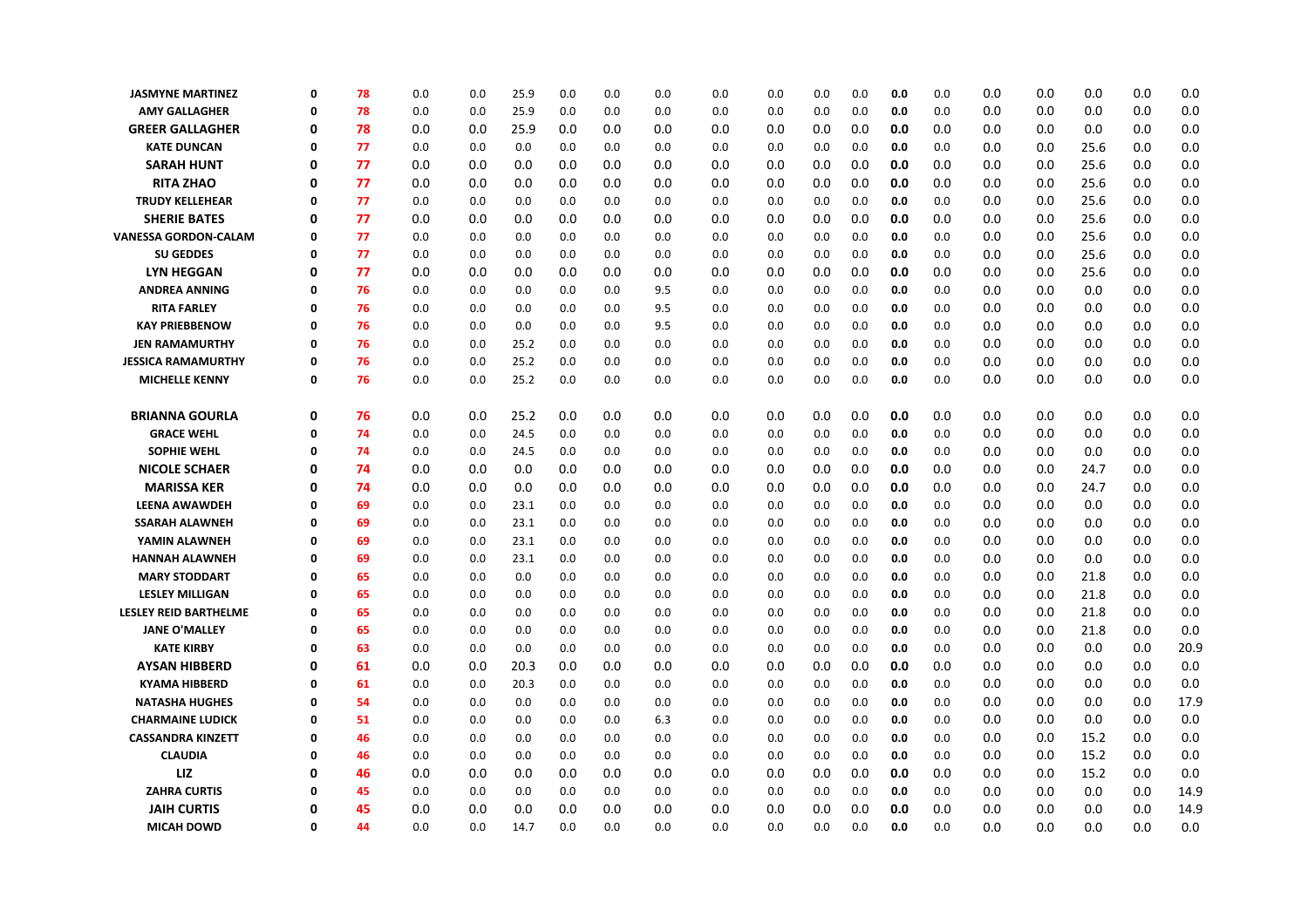| | | | | | | | | | | | | | | | | | | | | |
|---|---|---|---|---|---|---|---|---|---|---|---|---|---|---|---|---|---|---|---|---|
| JASMYNE MARTINEZ | 0 | 78 | 0.0 | 0.0 | 25.9 | 0.0 | 0.0 | 0.0 | 0.0 | 0.0 | 0.0 | 0.0 | 0.0 | 0.0 | 0.0 | 0.0 | 0.0 | 0.0 | 0.0 |
| AMY GALLAGHER | 0 | 78 | 0.0 | 0.0 | 25.9 | 0.0 | 0.0 | 0.0 | 0.0 | 0.0 | 0.0 | 0.0 | 0.0 | 0.0 | 0.0 | 0.0 | 0.0 | 0.0 | 0.0 |
| GREER GALLAGHER | 0 | 78 | 0.0 | 0.0 | 25.9 | 0.0 | 0.0 | 0.0 | 0.0 | 0.0 | 0.0 | 0.0 | 0.0 | 0.0 | 0.0 | 0.0 | 0.0 | 0.0 | 0.0 |
| KATE DUNCAN | 0 | 77 | 0.0 | 0.0 | 0.0 | 0.0 | 0.0 | 0.0 | 0.0 | 0.0 | 0.0 | 0.0 | 0.0 | 0.0 | 0.0 | 0.0 | 25.6 | 0.0 | 0.0 |
| SARAH HUNT | 0 | 77 | 0.0 | 0.0 | 0.0 | 0.0 | 0.0 | 0.0 | 0.0 | 0.0 | 0.0 | 0.0 | 0.0 | 0.0 | 0.0 | 0.0 | 25.6 | 0.0 | 0.0 |
| RITA ZHAO | 0 | 77 | 0.0 | 0.0 | 0.0 | 0.0 | 0.0 | 0.0 | 0.0 | 0.0 | 0.0 | 0.0 | 0.0 | 0.0 | 0.0 | 0.0 | 25.6 | 0.0 | 0.0 |
| TRUDY KELLEHEAR | 0 | 77 | 0.0 | 0.0 | 0.0 | 0.0 | 0.0 | 0.0 | 0.0 | 0.0 | 0.0 | 0.0 | 0.0 | 0.0 | 0.0 | 0.0 | 25.6 | 0.0 | 0.0 |
| SHERIE BATES | 0 | 77 | 0.0 | 0.0 | 0.0 | 0.0 | 0.0 | 0.0 | 0.0 | 0.0 | 0.0 | 0.0 | 0.0 | 0.0 | 0.0 | 0.0 | 25.6 | 0.0 | 0.0 |
| VANESSA GORDON-CALAM | 0 | 77 | 0.0 | 0.0 | 0.0 | 0.0 | 0.0 | 0.0 | 0.0 | 0.0 | 0.0 | 0.0 | 0.0 | 0.0 | 0.0 | 0.0 | 25.6 | 0.0 | 0.0 |
| SU GEDDES | 0 | 77 | 0.0 | 0.0 | 0.0 | 0.0 | 0.0 | 0.0 | 0.0 | 0.0 | 0.0 | 0.0 | 0.0 | 0.0 | 0.0 | 0.0 | 25.6 | 0.0 | 0.0 |
| LYN HEGGAN | 0 | 77 | 0.0 | 0.0 | 0.0 | 0.0 | 0.0 | 0.0 | 0.0 | 0.0 | 0.0 | 0.0 | 0.0 | 0.0 | 0.0 | 0.0 | 25.6 | 0.0 | 0.0 |
| ANDREA ANNING | 0 | 76 | 0.0 | 0.0 | 0.0 | 0.0 | 0.0 | 9.5 | 0.0 | 0.0 | 0.0 | 0.0 | 0.0 | 0.0 | 0.0 | 0.0 | 0.0 | 0.0 | 0.0 |
| RITA FARLEY | 0 | 76 | 0.0 | 0.0 | 0.0 | 0.0 | 0.0 | 9.5 | 0.0 | 0.0 | 0.0 | 0.0 | 0.0 | 0.0 | 0.0 | 0.0 | 0.0 | 0.0 | 0.0 |
| KAY PRIEBBENOW | 0 | 76 | 0.0 | 0.0 | 0.0 | 0.0 | 0.0 | 9.5 | 0.0 | 0.0 | 0.0 | 0.0 | 0.0 | 0.0 | 0.0 | 0.0 | 0.0 | 0.0 | 0.0 |
| JEN RAMAMURTHY | 0 | 76 | 0.0 | 0.0 | 25.2 | 0.0 | 0.0 | 0.0 | 0.0 | 0.0 | 0.0 | 0.0 | 0.0 | 0.0 | 0.0 | 0.0 | 0.0 | 0.0 | 0.0 |
| JESSICA RAMAMURTHY | 0 | 76 | 0.0 | 0.0 | 25.2 | 0.0 | 0.0 | 0.0 | 0.0 | 0.0 | 0.0 | 0.0 | 0.0 | 0.0 | 0.0 | 0.0 | 0.0 | 0.0 | 0.0 |
| MICHELLE KENNY | 0 | 76 | 0.0 | 0.0 | 25.2 | 0.0 | 0.0 | 0.0 | 0.0 | 0.0 | 0.0 | 0.0 | 0.0 | 0.0 | 0.0 | 0.0 | 0.0 | 0.0 | 0.0 |
| BRIANNA GOURLA | 0 | 76 | 0.0 | 0.0 | 25.2 | 0.0 | 0.0 | 0.0 | 0.0 | 0.0 | 0.0 | 0.0 | 0.0 | 0.0 | 0.0 | 0.0 | 0.0 | 0.0 | 0.0 |
| GRACE WEHL | 0 | 74 | 0.0 | 0.0 | 24.5 | 0.0 | 0.0 | 0.0 | 0.0 | 0.0 | 0.0 | 0.0 | 0.0 | 0.0 | 0.0 | 0.0 | 0.0 | 0.0 | 0.0 |
| SOPHIE WEHL | 0 | 74 | 0.0 | 0.0 | 24.5 | 0.0 | 0.0 | 0.0 | 0.0 | 0.0 | 0.0 | 0.0 | 0.0 | 0.0 | 0.0 | 0.0 | 0.0 | 0.0 | 0.0 |
| NICOLE SCHAER | 0 | 74 | 0.0 | 0.0 | 0.0 | 0.0 | 0.0 | 0.0 | 0.0 | 0.0 | 0.0 | 0.0 | 0.0 | 0.0 | 0.0 | 0.0 | 24.7 | 0.0 | 0.0 |
| MARISSA KER | 0 | 74 | 0.0 | 0.0 | 0.0 | 0.0 | 0.0 | 0.0 | 0.0 | 0.0 | 0.0 | 0.0 | 0.0 | 0.0 | 0.0 | 0.0 | 24.7 | 0.0 | 0.0 |
| LEENA AWAWDEH | 0 | 69 | 0.0 | 0.0 | 23.1 | 0.0 | 0.0 | 0.0 | 0.0 | 0.0 | 0.0 | 0.0 | 0.0 | 0.0 | 0.0 | 0.0 | 0.0 | 0.0 | 0.0 |
| SSARAH ALAWNEH | 0 | 69 | 0.0 | 0.0 | 23.1 | 0.0 | 0.0 | 0.0 | 0.0 | 0.0 | 0.0 | 0.0 | 0.0 | 0.0 | 0.0 | 0.0 | 0.0 | 0.0 | 0.0 |
| YAMIN ALAWNEH | 0 | 69 | 0.0 | 0.0 | 23.1 | 0.0 | 0.0 | 0.0 | 0.0 | 0.0 | 0.0 | 0.0 | 0.0 | 0.0 | 0.0 | 0.0 | 0.0 | 0.0 | 0.0 |
| HANNAH ALAWNEH | 0 | 69 | 0.0 | 0.0 | 23.1 | 0.0 | 0.0 | 0.0 | 0.0 | 0.0 | 0.0 | 0.0 | 0.0 | 0.0 | 0.0 | 0.0 | 0.0 | 0.0 | 0.0 |
| MARY STODDART | 0 | 65 | 0.0 | 0.0 | 0.0 | 0.0 | 0.0 | 0.0 | 0.0 | 0.0 | 0.0 | 0.0 | 0.0 | 0.0 | 0.0 | 0.0 | 21.8 | 0.0 | 0.0 |
| LESLEY MILLIGAN | 0 | 65 | 0.0 | 0.0 | 0.0 | 0.0 | 0.0 | 0.0 | 0.0 | 0.0 | 0.0 | 0.0 | 0.0 | 0.0 | 0.0 | 0.0 | 21.8 | 0.0 | 0.0 |
| LESLEY REID BARTHELME | 0 | 65 | 0.0 | 0.0 | 0.0 | 0.0 | 0.0 | 0.0 | 0.0 | 0.0 | 0.0 | 0.0 | 0.0 | 0.0 | 0.0 | 0.0 | 21.8 | 0.0 | 0.0 |
| JANE O'MALLEY | 0 | 65 | 0.0 | 0.0 | 0.0 | 0.0 | 0.0 | 0.0 | 0.0 | 0.0 | 0.0 | 0.0 | 0.0 | 0.0 | 0.0 | 0.0 | 21.8 | 0.0 | 0.0 |
| KATE KIRBY | 0 | 63 | 0.0 | 0.0 | 0.0 | 0.0 | 0.0 | 0.0 | 0.0 | 0.0 | 0.0 | 0.0 | 0.0 | 0.0 | 0.0 | 0.0 | 0.0 | 0.0 | 20.9 |
| AYSAN HIBBERD | 0 | 61 | 0.0 | 0.0 | 20.3 | 0.0 | 0.0 | 0.0 | 0.0 | 0.0 | 0.0 | 0.0 | 0.0 | 0.0 | 0.0 | 0.0 | 0.0 | 0.0 | 0.0 |
| KYAMA HIBBERD | 0 | 61 | 0.0 | 0.0 | 20.3 | 0.0 | 0.0 | 0.0 | 0.0 | 0.0 | 0.0 | 0.0 | 0.0 | 0.0 | 0.0 | 0.0 | 0.0 | 0.0 | 0.0 |
| NATASHA HUGHES | 0 | 54 | 0.0 | 0.0 | 0.0 | 0.0 | 0.0 | 0.0 | 0.0 | 0.0 | 0.0 | 0.0 | 0.0 | 0.0 | 0.0 | 0.0 | 0.0 | 0.0 | 17.9 |
| CHARMAINE LUDICK | 0 | 51 | 0.0 | 0.0 | 0.0 | 0.0 | 0.0 | 6.3 | 0.0 | 0.0 | 0.0 | 0.0 | 0.0 | 0.0 | 0.0 | 0.0 | 0.0 | 0.0 | 0.0 |
| CASSANDRA KINZETT | 0 | 46 | 0.0 | 0.0 | 0.0 | 0.0 | 0.0 | 0.0 | 0.0 | 0.0 | 0.0 | 0.0 | 0.0 | 0.0 | 0.0 | 0.0 | 15.2 | 0.0 | 0.0 |
| CLAUDIA | 0 | 46 | 0.0 | 0.0 | 0.0 | 0.0 | 0.0 | 0.0 | 0.0 | 0.0 | 0.0 | 0.0 | 0.0 | 0.0 | 0.0 | 0.0 | 15.2 | 0.0 | 0.0 |
| LIZ | 0 | 46 | 0.0 | 0.0 | 0.0 | 0.0 | 0.0 | 0.0 | 0.0 | 0.0 | 0.0 | 0.0 | 0.0 | 0.0 | 0.0 | 0.0 | 15.2 | 0.0 | 0.0 |
| ZAHRA CURTIS | 0 | 45 | 0.0 | 0.0 | 0.0 | 0.0 | 0.0 | 0.0 | 0.0 | 0.0 | 0.0 | 0.0 | 0.0 | 0.0 | 0.0 | 0.0 | 0.0 | 0.0 | 14.9 |
| JAIH CURTIS | 0 | 45 | 0.0 | 0.0 | 0.0 | 0.0 | 0.0 | 0.0 | 0.0 | 0.0 | 0.0 | 0.0 | 0.0 | 0.0 | 0.0 | 0.0 | 0.0 | 0.0 | 14.9 |
| MICAH DOWD | 0 | 44 | 0.0 | 0.0 | 14.7 | 0.0 | 0.0 | 0.0 | 0.0 | 0.0 | 0.0 | 0.0 | 0.0 | 0.0 | 0.0 | 0.0 | 0.0 | 0.0 | 0.0 |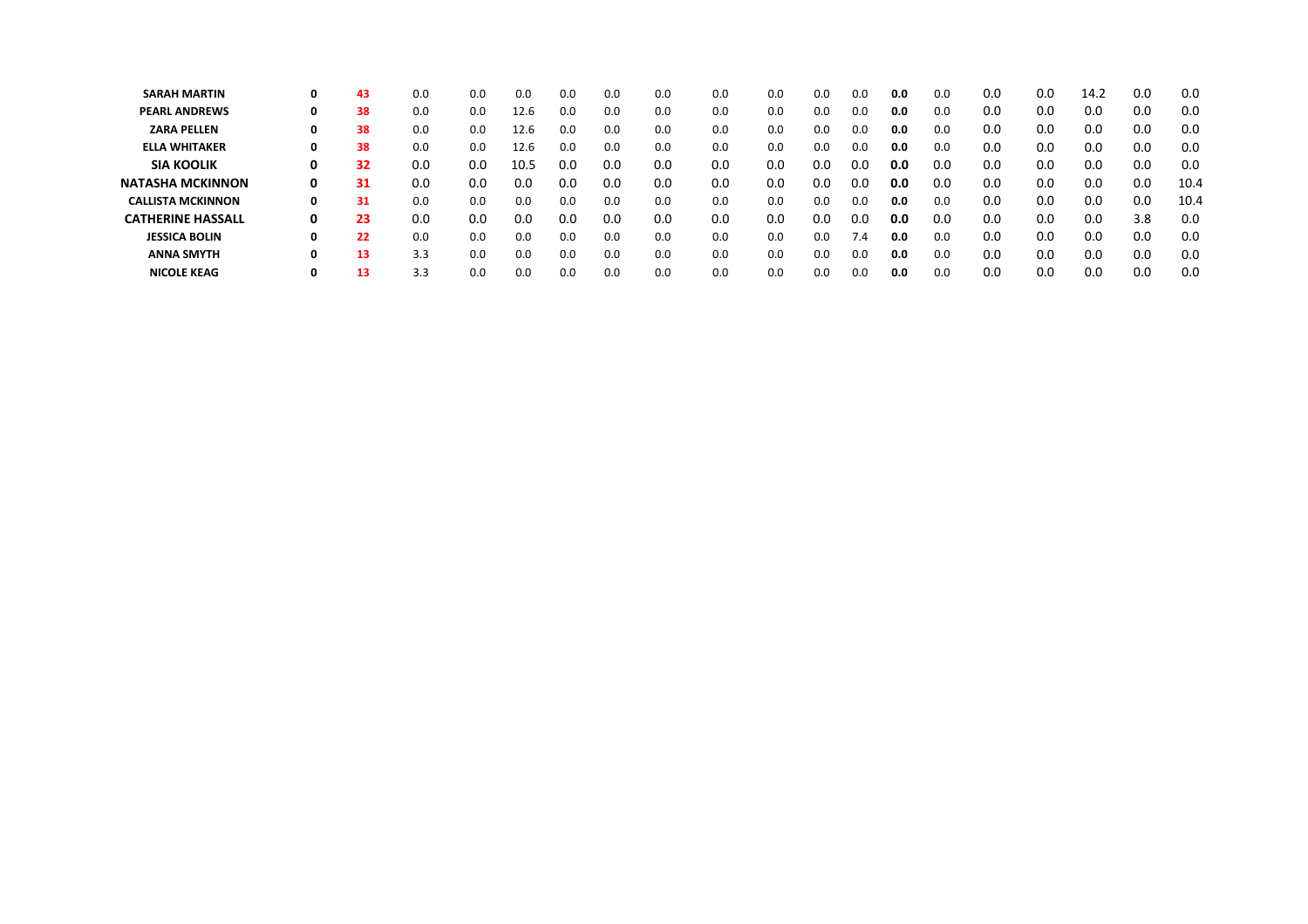| | | | | | | | | | | | | | | | | | | | | |
|---|---|---|---|---|---|---|---|---|---|---|---|---|---|---|---|---|---|---|---|---|
| **SARAH MARTIN** | **0** | **43** | 0.0 | 0.0 | 0.0 | 0.0 | 0.0 | 0.0 | 0.0 | 0.0 | 0.0 | 0.0 | **0.0** | 0.0 | 0.0 | 0.0 | 14.2 | 0.0 | 0.0 |
| **PEARL ANDREWS** | **0** | **38** | 0.0 | 0.0 | 12.6 | 0.0 | 0.0 | 0.0 | 0.0 | 0.0 | 0.0 | 0.0 | **0.0** | 0.0 | 0.0 | 0.0 | 0.0 | 0.0 | 0.0 |
| **ZARA PELLEN** | **0** | **38** | 0.0 | 0.0 | 12.6 | 0.0 | 0.0 | 0.0 | 0.0 | 0.0 | 0.0 | 0.0 | **0.0** | 0.0 | 0.0 | 0.0 | 0.0 | 0.0 | 0.0 |
| **ELLA WHITAKER** | **0** | **38** | 0.0 | 0.0 | 12.6 | 0.0 | 0.0 | 0.0 | 0.0 | 0.0 | 0.0 | 0.0 | **0.0** | 0.0 | 0.0 | 0.0 | 0.0 | 0.0 | 0.0 |
| **SIA KOOLIK** | **0** | **32** | 0.0 | 0.0 | 10.5 | 0.0 | 0.0 | 0.0 | 0.0 | 0.0 | 0.0 | 0.0 | **0.0** | 0.0 | 0.0 | 0.0 | 0.0 | 0.0 | 0.0 |
| **NATASHA MCKINNON** | **0** | **31** | 0.0 | 0.0 | 0.0 | 0.0 | 0.0 | 0.0 | 0.0 | 0.0 | 0.0 | 0.0 | **0.0** | 0.0 | 0.0 | 0.0 | 0.0 | 0.0 | 10.4 |
| **CALLISTA MCKINNON** | **0** | **31** | 0.0 | 0.0 | 0.0 | 0.0 | 0.0 | 0.0 | 0.0 | 0.0 | 0.0 | 0.0 | **0.0** | 0.0 | 0.0 | 0.0 | 0.0 | 0.0 | 10.4 |
| **CATHERINE HASSALL** | **0** | **23** | 0.0 | 0.0 | 0.0 | 0.0 | 0.0 | 0.0 | 0.0 | 0.0 | 0.0 | 0.0 | **0.0** | 0.0 | 0.0 | 0.0 | 0.0 | 3.8 | 0.0 |
| **JESSICA BOLIN** | **0** | **22** | 0.0 | 0.0 | 0.0 | 0.0 | 0.0 | 0.0 | 0.0 | 0.0 | 0.0 | 7.4 | **0.0** | 0.0 | 0.0 | 0.0 | 0.0 | 0.0 | 0.0 |
| **ANNA SMYTH** | **0** | **13** | 3.3 | 0.0 | 0.0 | 0.0 | 0.0 | 0.0 | 0.0 | 0.0 | 0.0 | 0.0 | **0.0** | 0.0 | 0.0 | 0.0 | 0.0 | 0.0 | 0.0 |
| **NICOLE KEAG** | **0** | **13** | 3.3 | 0.0 | 0.0 | 0.0 | 0.0 | 0.0 | 0.0 | 0.0 | 0.0 | 0.0 | **0.0** | 0.0 | 0.0 | 0.0 | 0.0 | 0.0 | 0.0 |